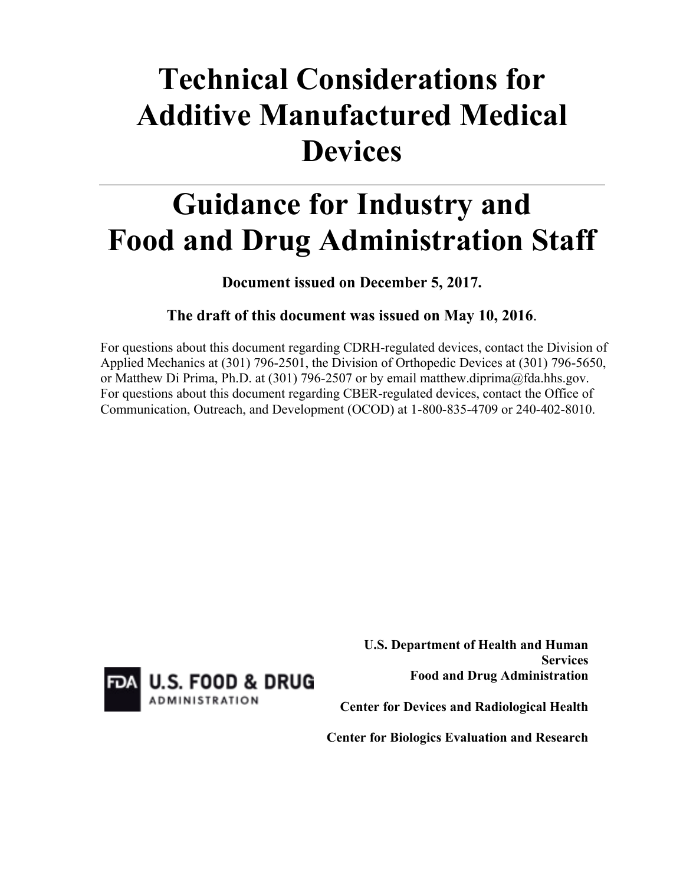# Technical Considerations for Additive Manufactured Medical Devices

# Guidance for Industry and Food and Drug Administration Staff

**Document issued on December 5, 2017.**

**The draft of this document was issued on May 10, 2016**.

For questions about this document regarding CDRH-regulated devices, contact the Division of Applied Mechanics at (301) 796-2501, the Division of Orthopedic Devices at (301) 796-5650, or Matthew Di Prima, Ph.D. at (301) 796-2507 or by email matthew.diprima@fda.hhs.gov. For questions about this document regarding CBER-regulated devices, contact the Office of Communication, Outreach, and Development (OCOD) at 1-800-835-4709 or 240-402-8010.

FDA U.S. FOOD & DRUG ADMINISTRATION

**U.S. Department of Health and Human Services**
**Food and Drug Administration**

**Center for Devices and Radiological Health**

**Center for Biologics Evaluation and Research**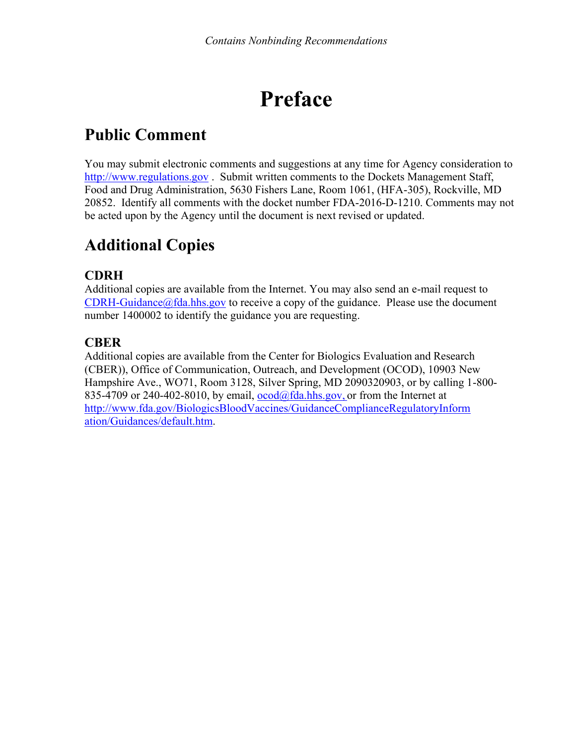# Preface

## Public Comment

You may submit electronic comments and suggestions at any time for Agency consideration to http://www.regulations.gov . Submit written comments to the Dockets Management Staff, Food and Drug Administration, 5630 Fishers Lane, Room 1061, (HFA-305), Rockville, MD 20852. Identify all comments with the docket number FDA-2016-D-1210. Comments may not be acted upon by the Agency until the document is next revised or updated.

## Additional Copies

### CDRH

Additional copies are available from the Internet. You may also send an e-mail request to CDRH-Guidance@fda.hhs.gov to receive a copy of the guidance. Please use the document number 1400002 to identify the guidance you are requesting.

### CBER

Additional copies are available from the Center for Biologics Evaluation and Research (CBER)), Office of Communication, Outreach, and Development (OCOD), 10903 New Hampshire Ave., WO71, Room 3128, Silver Spring, MD 2090320903, or by calling 1-800-835-4709 or 240-402-8010, by email, ocod@fda.hhs.gov, or from the Internet at http://www.fda.gov/BiologicsBloodVaccines/GuidanceComplianceRegulatoryInformation/Guidances/default.htm.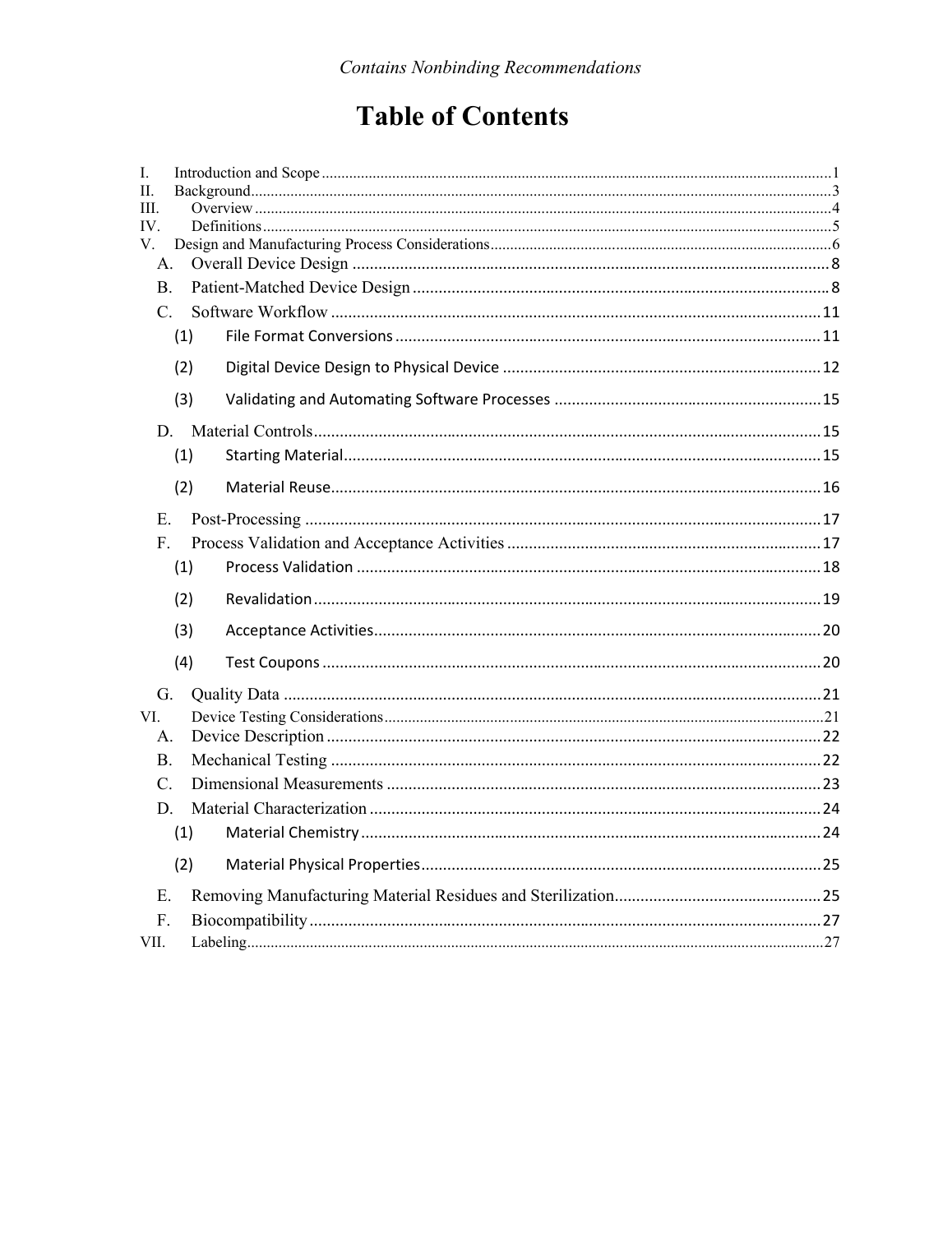*Contains Nonbinding Recommendations*

# Table of Contents

I. Introduction and Scope ... 1
II. Background ... 3
III. Overview ... 4
IV. Definitions ... 5
V. Design and Manufacturing Process Considerations ... 6
- A. Overall Device Design ... 8
- B. Patient-Matched Device Design ... 8
- C. Software Workflow ... 11
  - (1) File Format Conversions ... 11
  - (2) Digital Device Design to Physical Device ... 12
  - (3) Validating and Automating Software Processes ... 15
- D. Material Controls ... 15
  - (1) Starting Material ... 15
  - (2) Material Reuse ... 16
- E. Post-Processing ... 17
- F. Process Validation and Acceptance Activities ... 17
  - (1) Process Validation ... 18
  - (2) Revalidation ... 19
  - (3) Acceptance Activities ... 20
  - (4) Test Coupons ... 20
- G. Quality Data ... 21

VI. Device Testing Considerations ... 21
- A. Device Description ... 22
- B. Mechanical Testing ... 22
- C. Dimensional Measurements ... 23
- D. Material Characterization ... 24
  - (1) Material Chemistry ... 24
  - (2) Material Physical Properties ... 25
- E. Removing Manufacturing Material Residues and Sterilization ... 25
- F. Biocompatibility ... 27

VII. Labeling ... 27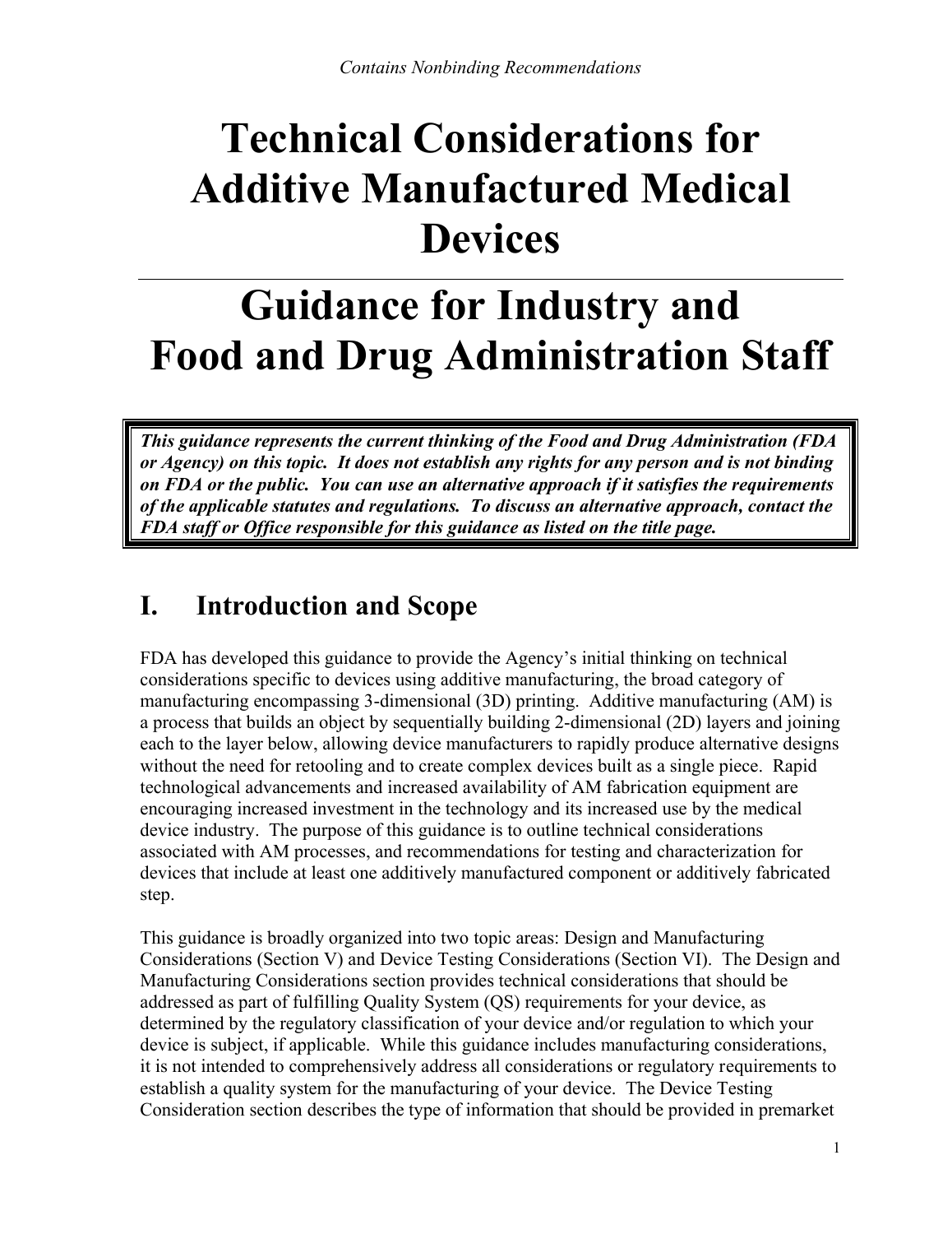# Technical Considerations for Additive Manufactured Medical Devices

---

# Guidance for Industry and Food and Drug Administration Staff

***This guidance represents the current thinking of the Food and Drug Administration (FDA or Agency) on this topic. It does not establish any rights for any person and is not binding on FDA or the public. You can use an alternative approach if it satisfies the requirements of the applicable statutes and regulations. To discuss an alternative approach, contact the FDA staff or Office responsible for this guidance as listed on the title page.***

## I. Introduction and Scope

FDA has developed this guidance to provide the Agency's initial thinking on technical considerations specific to devices using additive manufacturing, the broad category of manufacturing encompassing 3-dimensional (3D) printing. Additive manufacturing (AM) is a process that builds an object by sequentially building 2-dimensional (2D) layers and joining each to the layer below, allowing device manufacturers to rapidly produce alternative designs without the need for retooling and to create complex devices built as a single piece. Rapid technological advancements and increased availability of AM fabrication equipment are encouraging increased investment in the technology and its increased use by the medical device industry. The purpose of this guidance is to outline technical considerations associated with AM processes, and recommendations for testing and characterization for devices that include at least one additively manufactured component or additively fabricated step.

This guidance is broadly organized into two topic areas: Design and Manufacturing Considerations (Section V) and Device Testing Considerations (Section VI). The Design and Manufacturing Considerations section provides technical considerations that should be addressed as part of fulfilling Quality System (QS) requirements for your device, as determined by the regulatory classification of your device and/or regulation to which your device is subject, if applicable. While this guidance includes manufacturing considerations, it is not intended to comprehensively address all considerations or regulatory requirements to establish a quality system for the manufacturing of your device. The Device Testing Consideration section describes the type of information that should be provided in premarket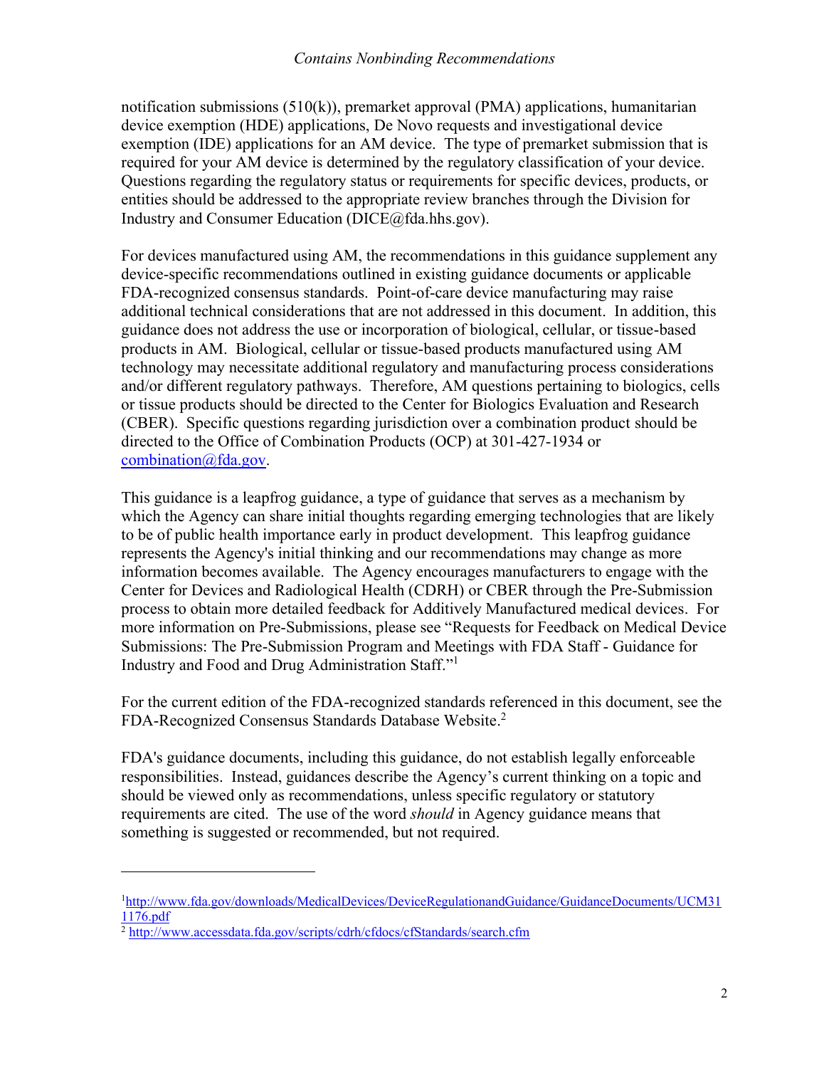notification submissions (510(k)), premarket approval (PMA) applications, humanitarian device exemption (HDE) applications, De Novo requests and investigational device exemption (IDE) applications for an AM device. The type of premarket submission that is required for your AM device is determined by the regulatory classification of your device. Questions regarding the regulatory status or requirements for specific devices, products, or entities should be addressed to the appropriate review branches through the Division for Industry and Consumer Education (DICE@fda.hhs.gov).

For devices manufactured using AM, the recommendations in this guidance supplement any device-specific recommendations outlined in existing guidance documents or applicable FDA-recognized consensus standards. Point-of-care device manufacturing may raise additional technical considerations that are not addressed in this document. In addition, this guidance does not address the use or incorporation of biological, cellular, or tissue-based products in AM. Biological, cellular or tissue-based products manufactured using AM technology may necessitate additional regulatory and manufacturing process considerations and/or different regulatory pathways. Therefore, AM questions pertaining to biologics, cells or tissue products should be directed to the Center for Biologics Evaluation and Research (CBER). Specific questions regarding jurisdiction over a combination product should be directed to the Office of Combination Products (OCP) at 301-427-1934 or combination@fda.gov.

This guidance is a leapfrog guidance, a type of guidance that serves as a mechanism by which the Agency can share initial thoughts regarding emerging technologies that are likely to be of public health importance early in product development. This leapfrog guidance represents the Agency's initial thinking and our recommendations may change as more information becomes available. The Agency encourages manufacturers to engage with the Center for Devices and Radiological Health (CDRH) or CBER through the Pre-Submission process to obtain more detailed feedback for Additively Manufactured medical devices. For more information on Pre-Submissions, please see "Requests for Feedback on Medical Device Submissions: The Pre-Submission Program and Meetings with FDA Staff - Guidance for Industry and Food and Drug Administration Staff."[1]

For the current edition of the FDA-recognized standards referenced in this document, see the FDA-Recognized Consensus Standards Database Website.[2]

FDA's guidance documents, including this guidance, do not establish legally enforceable responsibilities. Instead, guidances describe the Agency's current thinking on a topic and should be viewed only as recommendations, unless specific regulatory or statutory requirements are cited. The use of the word *should* in Agency guidance means that something is suggested or recommended, but not required.

---

[1] http://www.fda.gov/downloads/MedicalDevices/DeviceRegulationandGuidance/GuidanceDocuments/UCM311176.pdf

[2] http://www.accessdata.fda.gov/scripts/cdrh/cfdocs/cfStandards/search.cfm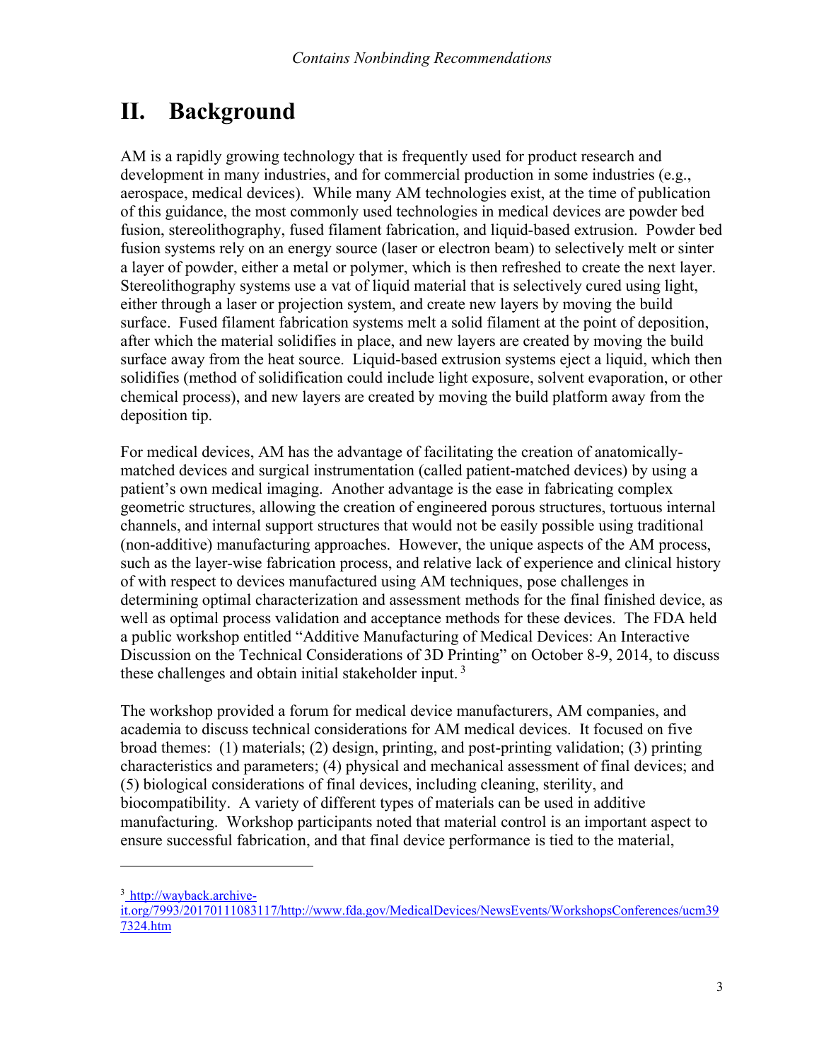# II. Background

AM is a rapidly growing technology that is frequently used for product research and development in many industries, and for commercial production in some industries (e.g., aerospace, medical devices). While many AM technologies exist, at the time of publication of this guidance, the most commonly used technologies in medical devices are powder bed fusion, stereolithography, fused filament fabrication, and liquid-based extrusion. Powder bed fusion systems rely on an energy source (laser or electron beam) to selectively melt or sinter a layer of powder, either a metal or polymer, which is then refreshed to create the next layer. Stereolithography systems use a vat of liquid material that is selectively cured using light, either through a laser or projection system, and create new layers by moving the build surface. Fused filament fabrication systems melt a solid filament at the point of deposition, after which the material solidifies in place, and new layers are created by moving the build surface away from the heat source. Liquid-based extrusion systems eject a liquid, which then solidifies (method of solidification could include light exposure, solvent evaporation, or other chemical process), and new layers are created by moving the build platform away from the deposition tip.

For medical devices, AM has the advantage of facilitating the creation of anatomically-matched devices and surgical instrumentation (called patient-matched devices) by using a patient's own medical imaging. Another advantage is the ease in fabricating complex geometric structures, allowing the creation of engineered porous structures, tortuous internal channels, and internal support structures that would not be easily possible using traditional (non-additive) manufacturing approaches. However, the unique aspects of the AM process, such as the layer-wise fabrication process, and relative lack of experience and clinical history of with respect to devices manufactured using AM techniques, pose challenges in determining optimal characterization and assessment methods for the final finished device, as well as optimal process validation and acceptance methods for these devices. The FDA held a public workshop entitled "Additive Manufacturing of Medical Devices: An Interactive Discussion on the Technical Considerations of 3D Printing" on October 8-9, 2014, to discuss these challenges and obtain initial stakeholder input.[3]

The workshop provided a forum for medical device manufacturers, AM companies, and academia to discuss technical considerations for AM medical devices. It focused on five broad themes: (1) materials; (2) design, printing, and post-printing validation; (3) printing characteristics and parameters; (4) physical and mechanical assessment of final devices; and (5) biological considerations of final devices, including cleaning, sterility, and biocompatibility. A variety of different types of materials can be used in additive manufacturing. Workshop participants noted that material control is an important aspect to ensure successful fabrication, and that final device performance is tied to the material,

---

[3] http://wayback.archive-it.org/7993/20170111083117/http://www.fda.gov/MedicalDevices/NewsEvents/WorkshopsConferences/ucm397324.htm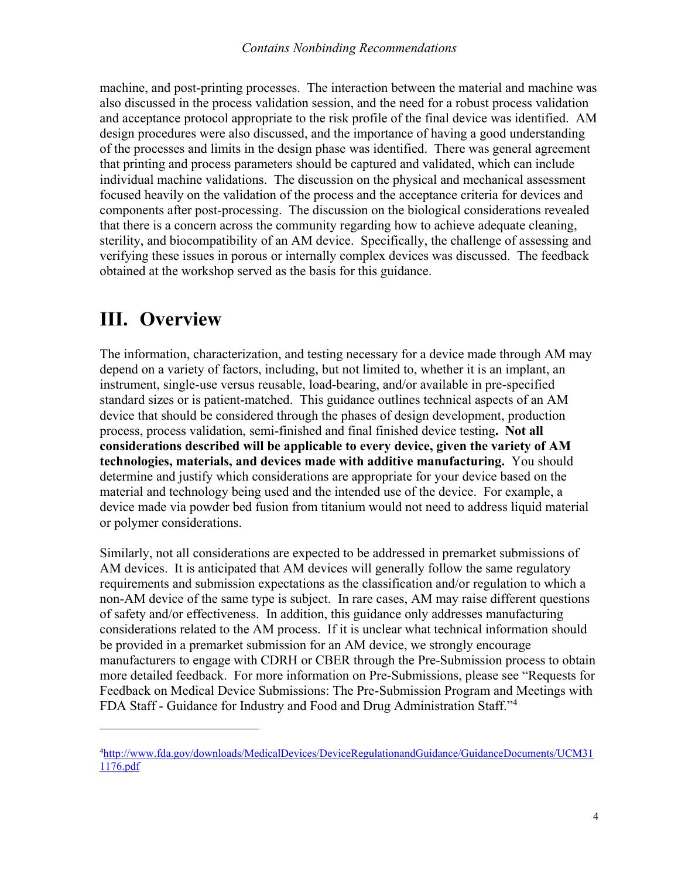machine, and post-printing processes. The interaction between the material and machine was also discussed in the process validation session, and the need for a robust process validation and acceptance protocol appropriate to the risk profile of the final device was identified. AM design procedures were also discussed, and the importance of having a good understanding of the processes and limits in the design phase was identified. There was general agreement that printing and process parameters should be captured and validated, which can include individual machine validations. The discussion on the physical and mechanical assessment focused heavily on the validation of the process and the acceptance criteria for devices and components after post-processing. The discussion on the biological considerations revealed that there is a concern across the community regarding how to achieve adequate cleaning, sterility, and biocompatibility of an AM device. Specifically, the challenge of assessing and verifying these issues in porous or internally complex devices was discussed. The feedback obtained at the workshop served as the basis for this guidance.

# III. Overview

The information, characterization, and testing necessary for a device made through AM may depend on a variety of factors, including, but not limited to, whether it is an implant, an instrument, single-use versus reusable, load-bearing, and/or available in pre-specified standard sizes or is patient-matched. This guidance outlines technical aspects of an AM device that should be considered through the phases of design development, production process, process validation, semi-finished and final finished device testing**. Not all considerations described will be applicable to every device, given the variety of AM technologies, materials, and devices made with additive manufacturing.** You should determine and justify which considerations are appropriate for your device based on the material and technology being used and the intended use of the device. For example, a device made via powder bed fusion from titanium would not need to address liquid material or polymer considerations.

Similarly, not all considerations are expected to be addressed in premarket submissions of AM devices. It is anticipated that AM devices will generally follow the same regulatory requirements and submission expectations as the classification and/or regulation to which a non-AM device of the same type is subject. In rare cases, AM may raise different questions of safety and/or effectiveness. In addition, this guidance only addresses manufacturing considerations related to the AM process. If it is unclear what technical information should be provided in a premarket submission for an AM device, we strongly encourage manufacturers to engage with CDRH or CBER through the Pre-Submission process to obtain more detailed feedback. For more information on Pre-Submissions, please see "Requests for Feedback on Medical Device Submissions: The Pre-Submission Program and Meetings with FDA Staff - Guidance for Industry and Food and Drug Administration Staff."[4]

---

[4] http://www.fda.gov/downloads/MedicalDevices/DeviceRegulationandGuidance/GuidanceDocuments/UCM311176.pdf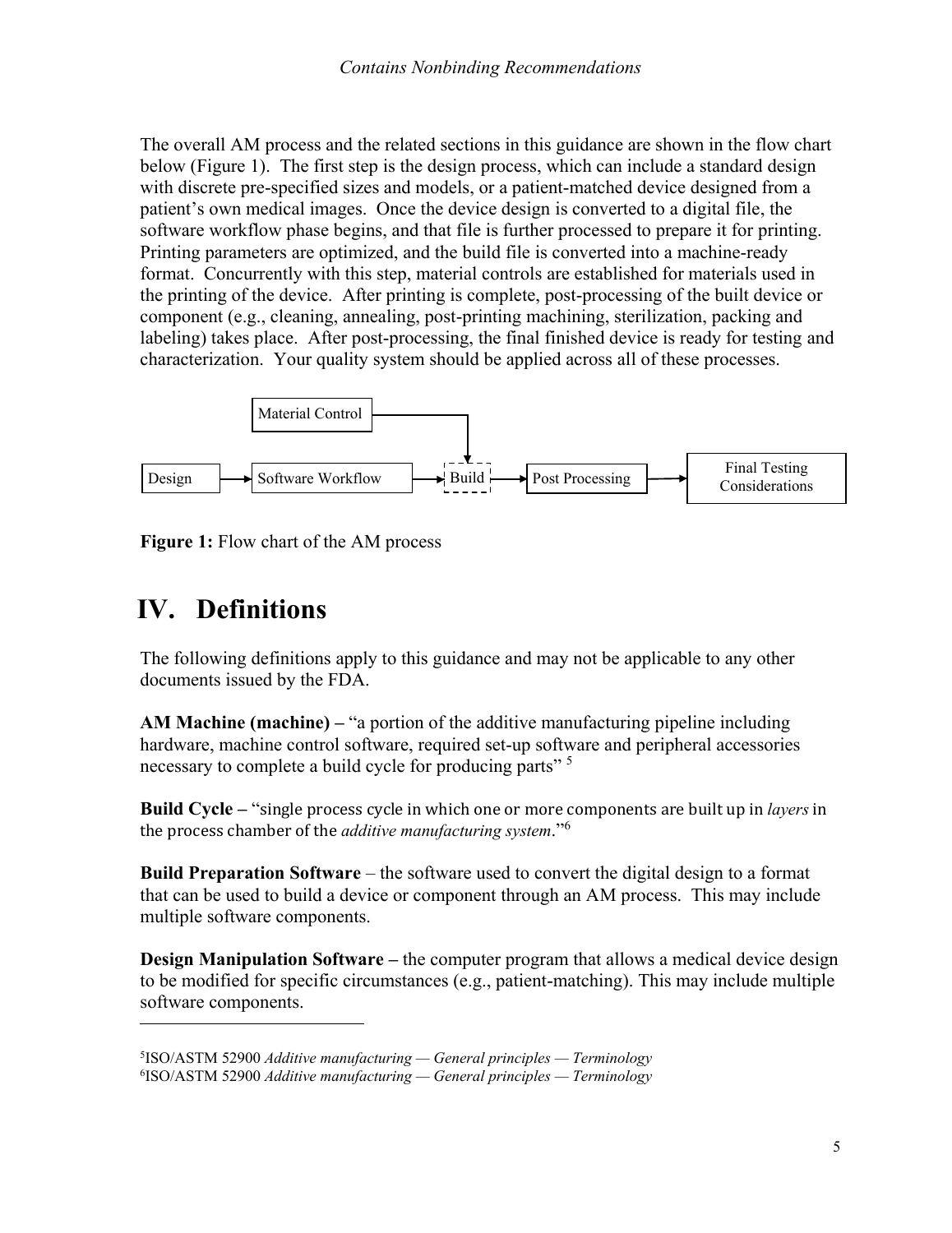The overall AM process and the related sections in this guidance are shown in the flow chart below (Figure 1). The first step is the design process, which can include a standard design with discrete pre-specified sizes and models, or a patient-matched device designed from a patient's own medical images. Once the device design is converted to a digital file, the software workflow phase begins, and that file is further processed to prepare it for printing. Printing parameters are optimized, and the build file is converted into a machine-ready format. Concurrently with this step, material controls are established for materials used in the printing of the device. After printing is complete, post-processing of the built device or component (e.g., cleaning, annealing, post-printing machining, sterilization, packing and labeling) takes place. After post-processing, the final finished device is ready for testing and characterization. Your quality system should be applied across all of these processes.

Material Control → Build

Design → Software Workflow → Build → Post Processing → Final Testing Considerations

**Figure 1:** Flow chart of the AM process

# IV. Definitions

The following definitions apply to this guidance and may not be applicable to any other documents issued by the FDA.

**AM Machine (machine) –** "a portion of the additive manufacturing pipeline including hardware, machine control software, required set-up software and peripheral accessories necessary to complete a build cycle for producing parts" [5]

**Build Cycle –** "single process cycle in which one or more components are built up in *layers* in the process chamber of the *additive manufacturing system*."[6]

**Build Preparation Software** – the software used to convert the digital design to a format that can be used to build a device or component through an AM process. This may include multiple software components.

**Design Manipulation Software –** the computer program that allows a medical device design to be modified for specific circumstances (e.g., patient-matching). This may include multiple software components.

---

[5] ISO/ASTM 52900 *Additive manufacturing — General principles — Terminology*

[6] ISO/ASTM 52900 *Additive manufacturing — General principles — Terminology*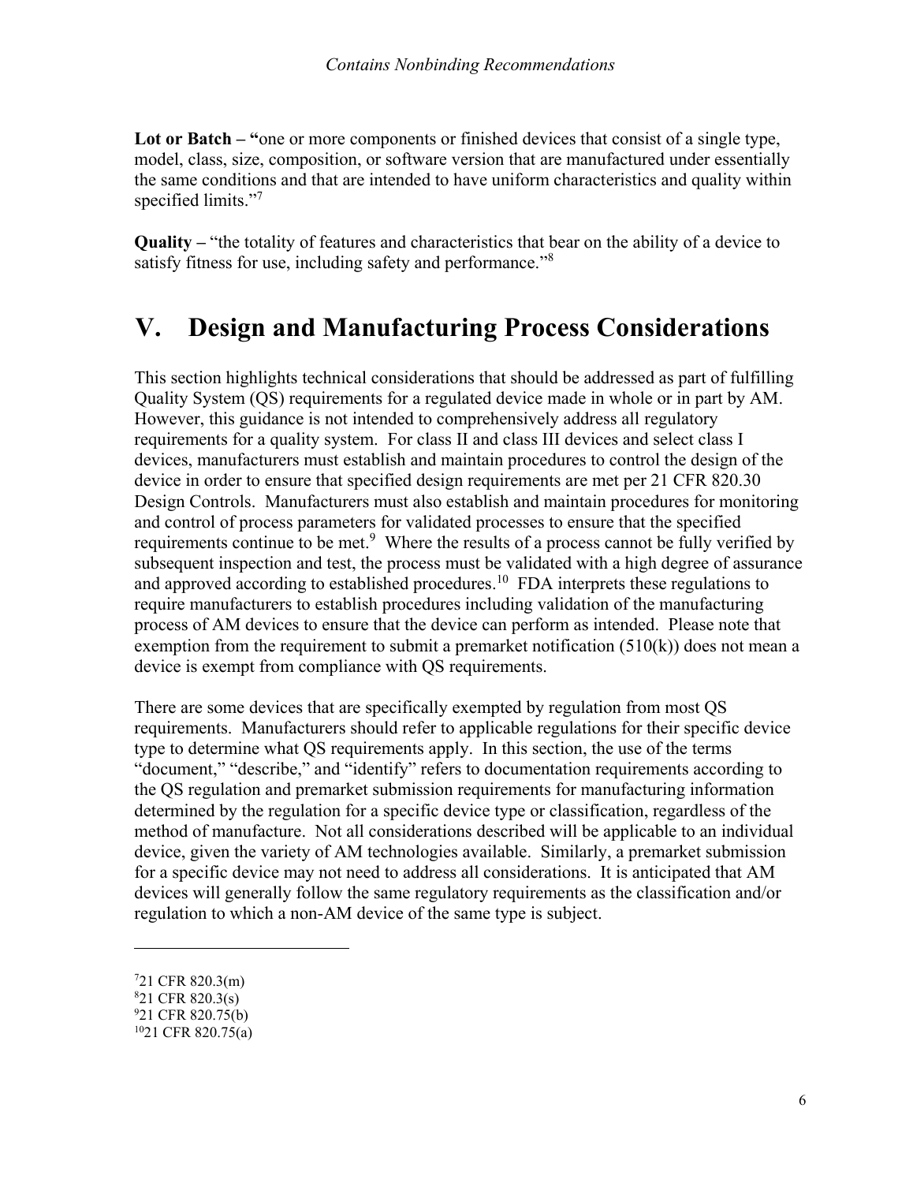**Lot or Batch –** "one or more components or finished devices that consist of a single type, model, class, size, composition, or software version that are manufactured under essentially the same conditions and that are intended to have uniform characteristics and quality within specified limits."[7]

**Quality –** "the totality of features and characteristics that bear on the ability of a device to satisfy fitness for use, including safety and performance."[8]

# V. Design and Manufacturing Process Considerations

This section highlights technical considerations that should be addressed as part of fulfilling Quality System (QS) requirements for a regulated device made in whole or in part by AM. However, this guidance is not intended to comprehensively address all regulatory requirements for a quality system. For class II and class III devices and select class I devices, manufacturers must establish and maintain procedures to control the design of the device in order to ensure that specified design requirements are met per 21 CFR 820.30 Design Controls. Manufacturers must also establish and maintain procedures for monitoring and control of process parameters for validated processes to ensure that the specified requirements continue to be met.[9] Where the results of a process cannot be fully verified by subsequent inspection and test, the process must be validated with a high degree of assurance and approved according to established procedures.[10] FDA interprets these regulations to require manufacturers to establish procedures including validation of the manufacturing process of AM devices to ensure that the device can perform as intended. Please note that exemption from the requirement to submit a premarket notification (510(k)) does not mean a device is exempt from compliance with QS requirements.

There are some devices that are specifically exempted by regulation from most QS requirements. Manufacturers should refer to applicable regulations for their specific device type to determine what QS requirements apply. In this section, the use of the terms "document," "describe," and "identify" refers to documentation requirements according to the QS regulation and premarket submission requirements for manufacturing information determined by the regulation for a specific device type or classification, regardless of the method of manufacture. Not all considerations described will be applicable to an individual device, given the variety of AM technologies available. Similarly, a premarket submission for a specific device may not need to address all considerations. It is anticipated that AM devices will generally follow the same regulatory requirements as the classification and/or regulation to which a non-AM device of the same type is subject.

---

[7] 21 CFR 820.3(m)
[8] 21 CFR 820.3(s)
[9] 21 CFR 820.75(b)
[10] 21 CFR 820.75(a)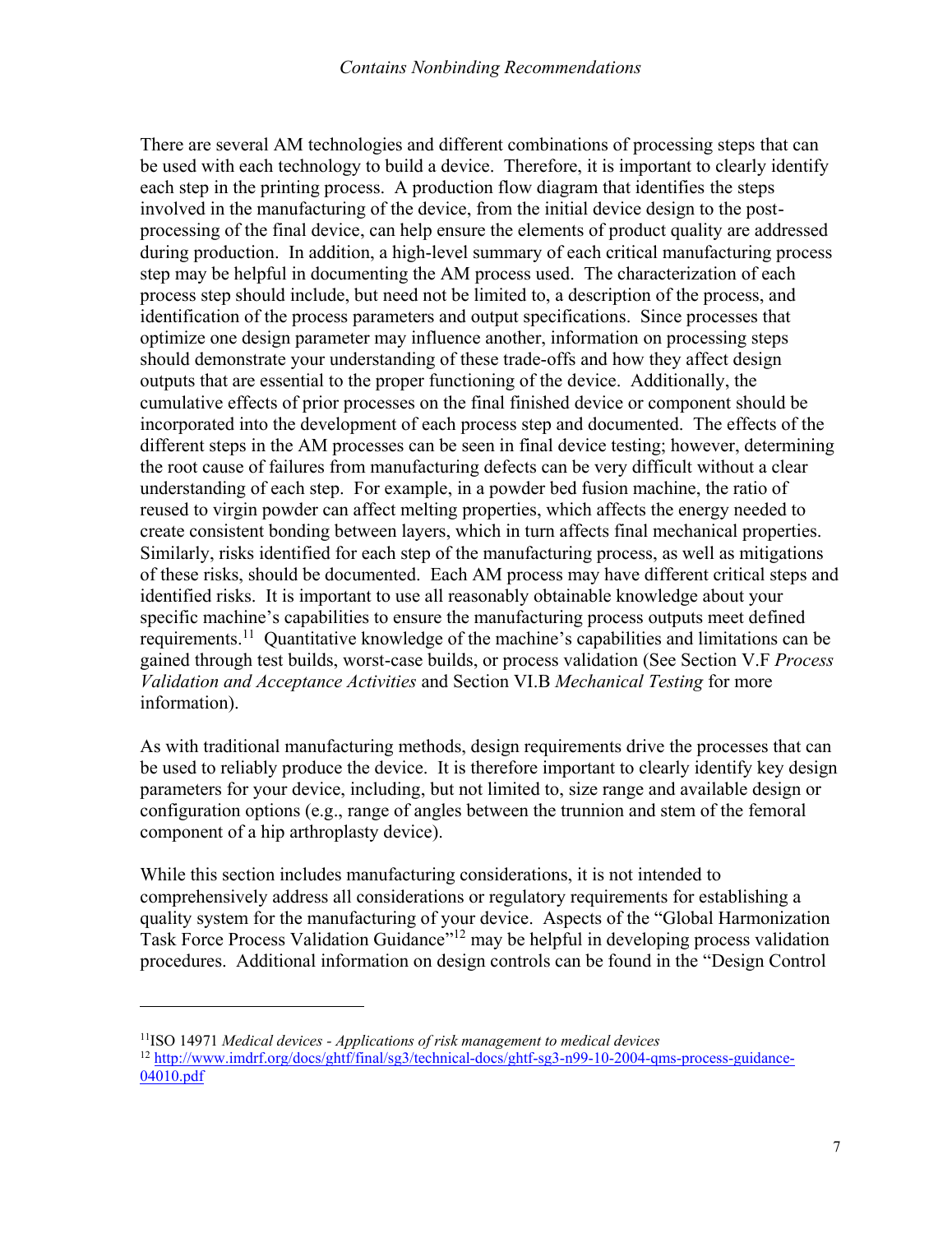There are several AM technologies and different combinations of processing steps that can be used with each technology to build a device. Therefore, it is important to clearly identify each step in the printing process. A production flow diagram that identifies the steps involved in the manufacturing of the device, from the initial device design to the post-processing of the final device, can help ensure the elements of product quality are addressed during production. In addition, a high-level summary of each critical manufacturing process step may be helpful in documenting the AM process used. The characterization of each process step should include, but need not be limited to, a description of the process, and identification of the process parameters and output specifications. Since processes that optimize one design parameter may influence another, information on processing steps should demonstrate your understanding of these trade-offs and how they affect design outputs that are essential to the proper functioning of the device. Additionally, the cumulative effects of prior processes on the final finished device or component should be incorporated into the development of each process step and documented. The effects of the different steps in the AM processes can be seen in final device testing; however, determining the root cause of failures from manufacturing defects can be very difficult without a clear understanding of each step. For example, in a powder bed fusion machine, the ratio of reused to virgin powder can affect melting properties, which affects the energy needed to create consistent bonding between layers, which in turn affects final mechanical properties. Similarly, risks identified for each step of the manufacturing process, as well as mitigations of these risks, should be documented. Each AM process may have different critical steps and identified risks. It is important to use all reasonably obtainable knowledge about your specific machine's capabilities to ensure the manufacturing process outputs meet defined requirements.[11] Quantitative knowledge of the machine's capabilities and limitations can be gained through test builds, worst-case builds, or process validation (See Section V.F *Process Validation and Acceptance Activities* and Section VI.B *Mechanical Testing* for more information).

As with traditional manufacturing methods, design requirements drive the processes that can be used to reliably produce the device. It is therefore important to clearly identify key design parameters for your device, including, but not limited to, size range and available design or configuration options (e.g., range of angles between the trunnion and stem of the femoral component of a hip arthroplasty device).

While this section includes manufacturing considerations, it is not intended to comprehensively address all considerations or regulatory requirements for establishing a quality system for the manufacturing of your device. Aspects of the "Global Harmonization Task Force Process Validation Guidance"[12] may be helpful in developing process validation procedures. Additional information on design controls can be found in the "Design Control

---

[11] ISO 14971 *Medical devices - Applications of risk management to medical devices*

[12] http://www.imdrf.org/docs/ghtf/final/sg3/technical-docs/ghtf-sg3-n99-10-2004-qms-process-guidance-04010.pdf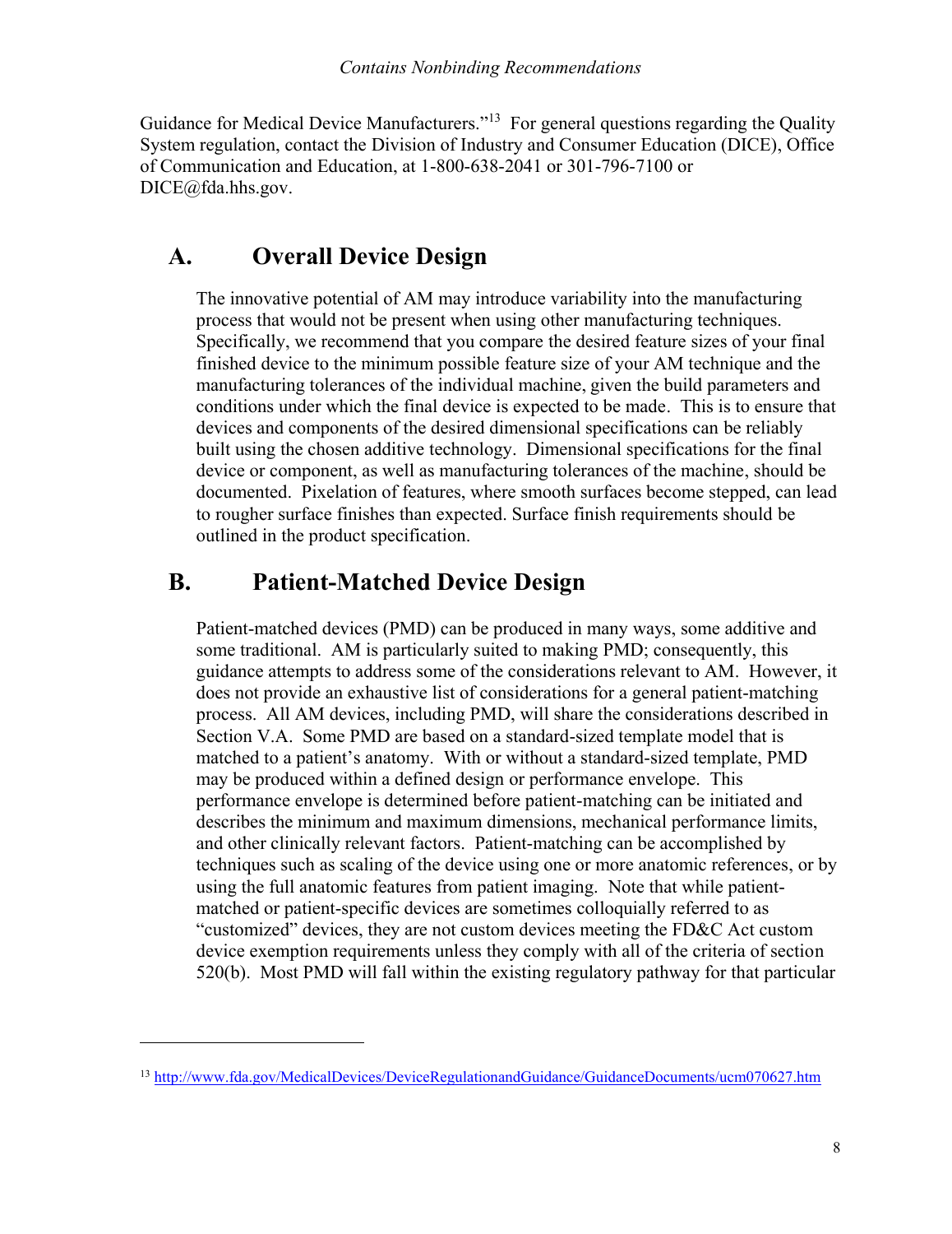Guidance for Medical Device Manufacturers."[13] For general questions regarding the Quality System regulation, contact the Division of Industry and Consumer Education (DICE), Office of Communication and Education, at 1-800-638-2041 or 301-796-7100 or DICE@fda.hhs.gov.

## A. Overall Device Design

The innovative potential of AM may introduce variability into the manufacturing process that would not be present when using other manufacturing techniques. Specifically, we recommend that you compare the desired feature sizes of your final finished device to the minimum possible feature size of your AM technique and the manufacturing tolerances of the individual machine, given the build parameters and conditions under which the final device is expected to be made. This is to ensure that devices and components of the desired dimensional specifications can be reliably built using the chosen additive technology. Dimensional specifications for the final device or component, as well as manufacturing tolerances of the machine, should be documented. Pixelation of features, where smooth surfaces become stepped, can lead to rougher surface finishes than expected. Surface finish requirements should be outlined in the product specification.

## B. Patient-Matched Device Design

Patient-matched devices (PMD) can be produced in many ways, some additive and some traditional. AM is particularly suited to making PMD; consequently, this guidance attempts to address some of the considerations relevant to AM. However, it does not provide an exhaustive list of considerations for a general patient-matching process. All AM devices, including PMD, will share the considerations described in Section V.A. Some PMD are based on a standard-sized template model that is matched to a patient's anatomy. With or without a standard-sized template, PMD may be produced within a defined design or performance envelope. This performance envelope is determined before patient-matching can be initiated and describes the minimum and maximum dimensions, mechanical performance limits, and other clinically relevant factors. Patient-matching can be accomplished by techniques such as scaling of the device using one or more anatomic references, or by using the full anatomic features from patient imaging. Note that while patient-matched or patient-specific devices are sometimes colloquially referred to as "customized" devices, they are not custom devices meeting the FD&C Act custom device exemption requirements unless they comply with all of the criteria of section 520(b). Most PMD will fall within the existing regulatory pathway for that particular

[13] http://www.fda.gov/MedicalDevices/DeviceRegulationandGuidance/GuidanceDocuments/ucm070627.htm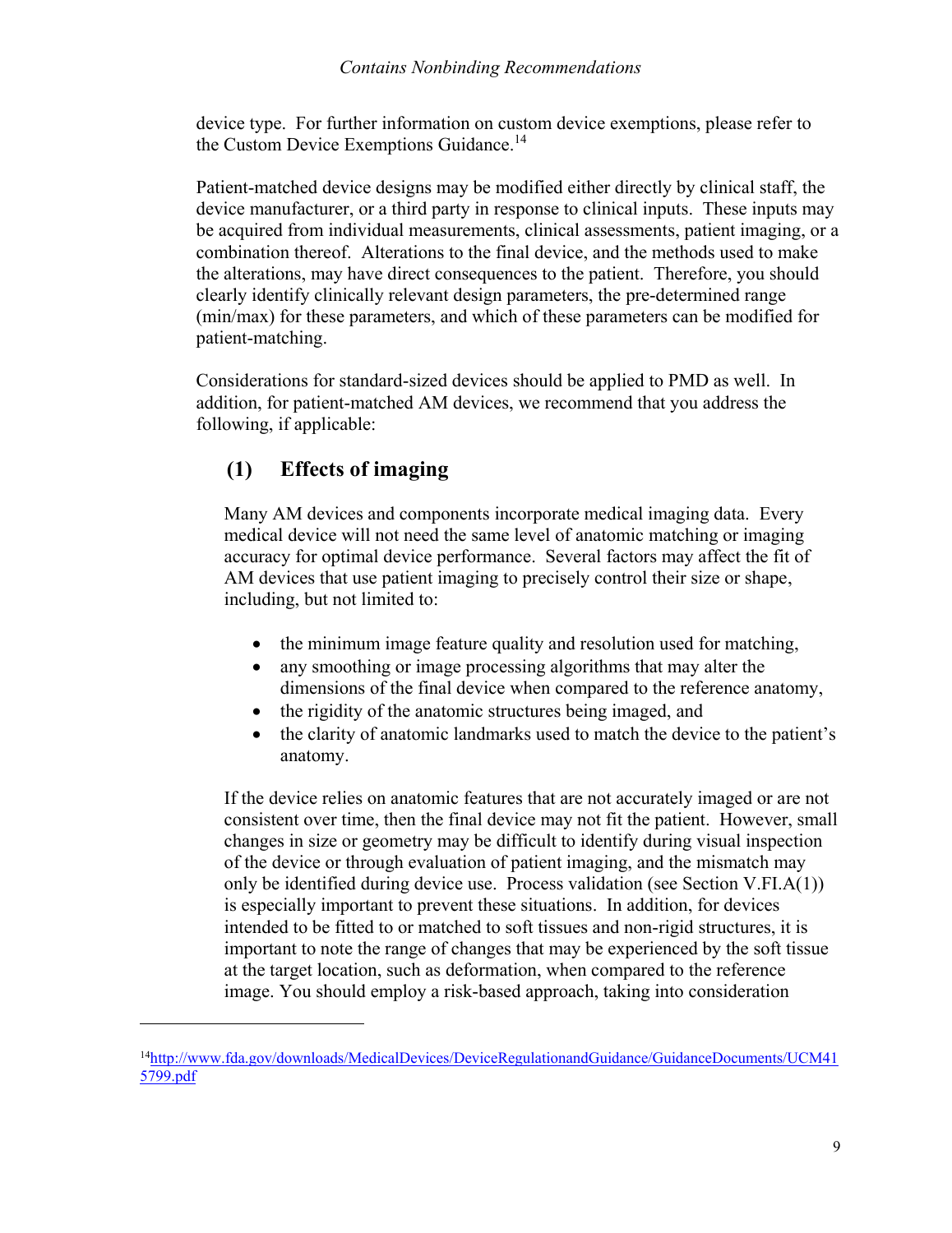device type. For further information on custom device exemptions, please refer to the Custom Device Exemptions Guidance.[14]

Patient-matched device designs may be modified either directly by clinical staff, the device manufacturer, or a third party in response to clinical inputs. These inputs may be acquired from individual measurements, clinical assessments, patient imaging, or a combination thereof. Alterations to the final device, and the methods used to make the alterations, may have direct consequences to the patient. Therefore, you should clearly identify clinically relevant design parameters, the pre-determined range (min/max) for these parameters, and which of these parameters can be modified for patient-matching.

Considerations for standard-sized devices should be applied to PMD as well. In addition, for patient-matched AM devices, we recommend that you address the following, if applicable:

### (1) Effects of imaging

Many AM devices and components incorporate medical imaging data. Every medical device will not need the same level of anatomic matching or imaging accuracy for optimal device performance. Several factors may affect the fit of AM devices that use patient imaging to precisely control their size or shape, including, but not limited to:

- the minimum image feature quality and resolution used for matching,
- any smoothing or image processing algorithms that may alter the dimensions of the final device when compared to the reference anatomy,
- the rigidity of the anatomic structures being imaged, and
- the clarity of anatomic landmarks used to match the device to the patient's anatomy.

If the device relies on anatomic features that are not accurately imaged or are not consistent over time, then the final device may not fit the patient. However, small changes in size or geometry may be difficult to identify during visual inspection of the device or through evaluation of patient imaging, and the mismatch may only be identified during device use. Process validation (see Section V.FI.A(1)) is especially important to prevent these situations. In addition, for devices intended to be fitted to or matched to soft tissues and non-rigid structures, it is important to note the range of changes that may be experienced by the soft tissue at the target location, such as deformation, when compared to the reference image. You should employ a risk-based approach, taking into consideration

[14] http://www.fda.gov/downloads/MedicalDevices/DeviceRegulationandGuidance/GuidanceDocuments/UCM415799.pdf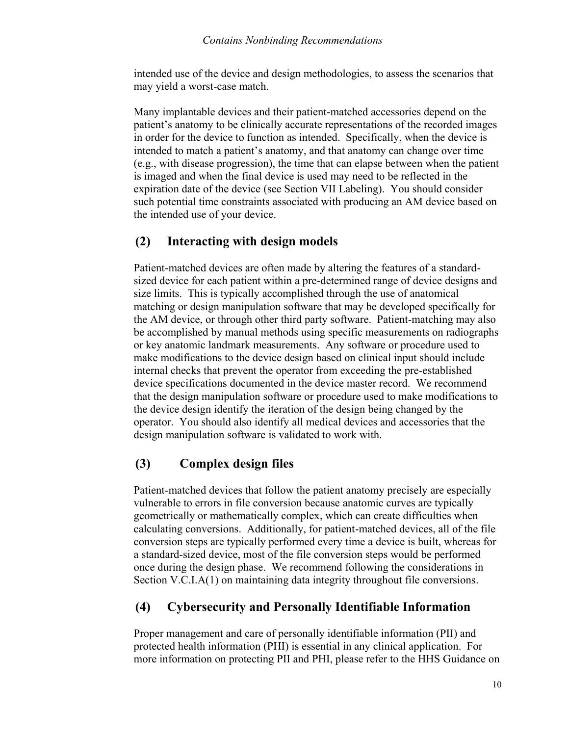intended use of the device and design methodologies, to assess the scenarios that may yield a worst-case match.

Many implantable devices and their patient-matched accessories depend on the patient's anatomy to be clinically accurate representations of the recorded images in order for the device to function as intended. Specifically, when the device is intended to match a patient's anatomy, and that anatomy can change over time (e.g., with disease progression), the time that can elapse between when the patient is imaged and when the final device is used may need to be reflected in the expiration date of the device (see Section VII Labeling). You should consider such potential time constraints associated with producing an AM device based on the intended use of your device.

### (2) Interacting with design models

Patient-matched devices are often made by altering the features of a standard-sized device for each patient within a pre-determined range of device designs and size limits. This is typically accomplished through the use of anatomical matching or design manipulation software that may be developed specifically for the AM device, or through other third party software. Patient-matching may also be accomplished by manual methods using specific measurements on radiographs or key anatomic landmark measurements. Any software or procedure used to make modifications to the device design based on clinical input should include internal checks that prevent the operator from exceeding the pre-established device specifications documented in the device master record. We recommend that the design manipulation software or procedure used to make modifications to the device design identify the iteration of the design being changed by the operator. You should also identify all medical devices and accessories that the design manipulation software is validated to work with.

### (3) Complex design files

Patient-matched devices that follow the patient anatomy precisely are especially vulnerable to errors in file conversion because anatomic curves are typically geometrically or mathematically complex, which can create difficulties when calculating conversions. Additionally, for patient-matched devices, all of the file conversion steps are typically performed every time a device is built, whereas for a standard-sized device, most of the file conversion steps would be performed once during the design phase. We recommend following the considerations in Section V.C.I.A(1) on maintaining data integrity throughout file conversions.

### (4) Cybersecurity and Personally Identifiable Information

Proper management and care of personally identifiable information (PII) and protected health information (PHI) is essential in any clinical application. For more information on protecting PII and PHI, please refer to the HHS Guidance on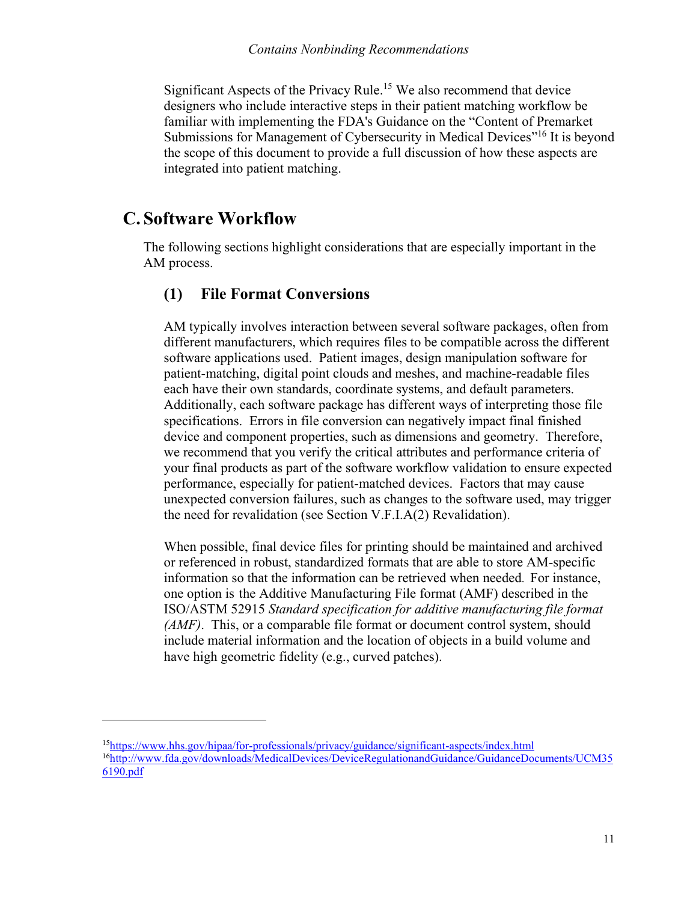Significant Aspects of the Privacy Rule.[15] We also recommend that device designers who include interactive steps in their patient matching workflow be familiar with implementing the FDA's Guidance on the "Content of Premarket Submissions for Management of Cybersecurity in Medical Devices"[16] It is beyond the scope of this document to provide a full discussion of how these aspects are integrated into patient matching.

## C. Software Workflow

The following sections highlight considerations that are especially important in the AM process.

### (1) File Format Conversions

AM typically involves interaction between several software packages, often from different manufacturers, which requires files to be compatible across the different software applications used. Patient images, design manipulation software for patient-matching, digital point clouds and meshes, and machine-readable files each have their own standards, coordinate systems, and default parameters. Additionally, each software package has different ways of interpreting those file specifications. Errors in file conversion can negatively impact final finished device and component properties, such as dimensions and geometry. Therefore, we recommend that you verify the critical attributes and performance criteria of your final products as part of the software workflow validation to ensure expected performance, especially for patient-matched devices. Factors that may cause unexpected conversion failures, such as changes to the software used, may trigger the need for revalidation (see Section V.F.I.A(2) Revalidation).

When possible, final device files for printing should be maintained and archived or referenced in robust, standardized formats that are able to store AM-specific information so that the information can be retrieved when needed. For instance, one option is the Additive Manufacturing File format (AMF) described in the ISO/ASTM 52915 *Standard specification for additive manufacturing file format (AMF)*. This, or a comparable file format or document control system, should include material information and the location of objects in a build volume and have high geometric fidelity (e.g., curved patches).

---

[15] https://www.hhs.gov/hipaa/for-professionals/privacy/guidance/significant-aspects/index.html

[16] http://www.fda.gov/downloads/MedicalDevices/DeviceRegulationandGuidance/GuidanceDocuments/UCM356190.pdf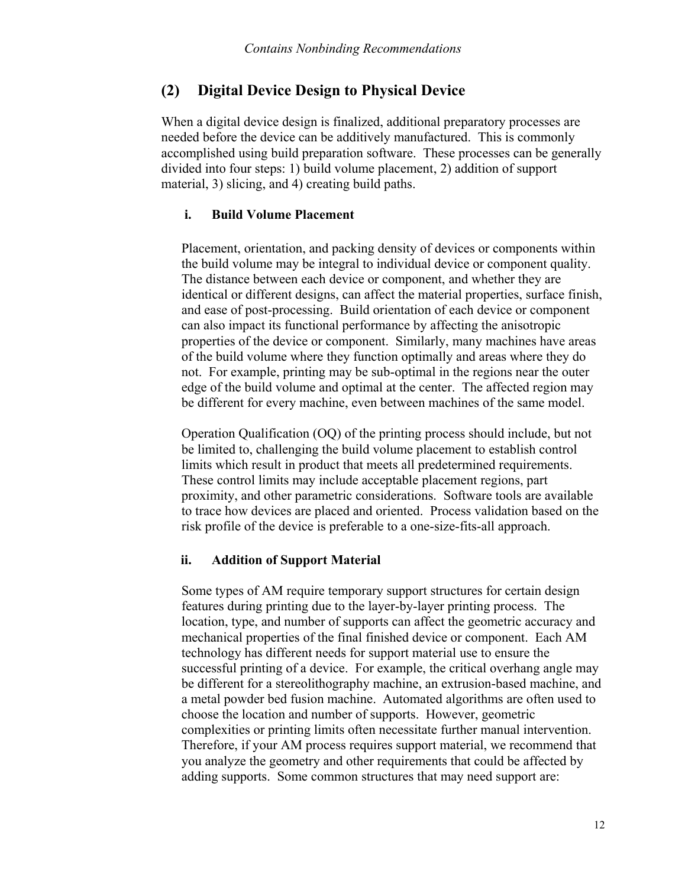## (2) Digital Device Design to Physical Device

When a digital device design is finalized, additional preparatory processes are needed before the device can be additively manufactured. This is commonly accomplished using build preparation software. These processes can be generally divided into four steps: 1) build volume placement, 2) addition of support material, 3) slicing, and 4) creating build paths.

### i. Build Volume Placement

Placement, orientation, and packing density of devices or components within the build volume may be integral to individual device or component quality. The distance between each device or component, and whether they are identical or different designs, can affect the material properties, surface finish, and ease of post-processing. Build orientation of each device or component can also impact its functional performance by affecting the anisotropic properties of the device or component. Similarly, many machines have areas of the build volume where they function optimally and areas where they do not. For example, printing may be sub-optimal in the regions near the outer edge of the build volume and optimal at the center. The affected region may be different for every machine, even between machines of the same model.

Operation Qualification (OQ) of the printing process should include, but not be limited to, challenging the build volume placement to establish control limits which result in product that meets all predetermined requirements. These control limits may include acceptable placement regions, part proximity, and other parametric considerations. Software tools are available to trace how devices are placed and oriented. Process validation based on the risk profile of the device is preferable to a one-size-fits-all approach.

### ii. Addition of Support Material

Some types of AM require temporary support structures for certain design features during printing due to the layer-by-layer printing process. The location, type, and number of supports can affect the geometric accuracy and mechanical properties of the final finished device or component. Each AM technology has different needs for support material use to ensure the successful printing of a device. For example, the critical overhang angle may be different for a stereolithography machine, an extrusion-based machine, and a metal powder bed fusion machine. Automated algorithms are often used to choose the location and number of supports. However, geometric complexities or printing limits often necessitate further manual intervention. Therefore, if your AM process requires support material, we recommend that you analyze the geometry and other requirements that could be affected by adding supports. Some common structures that may need support are: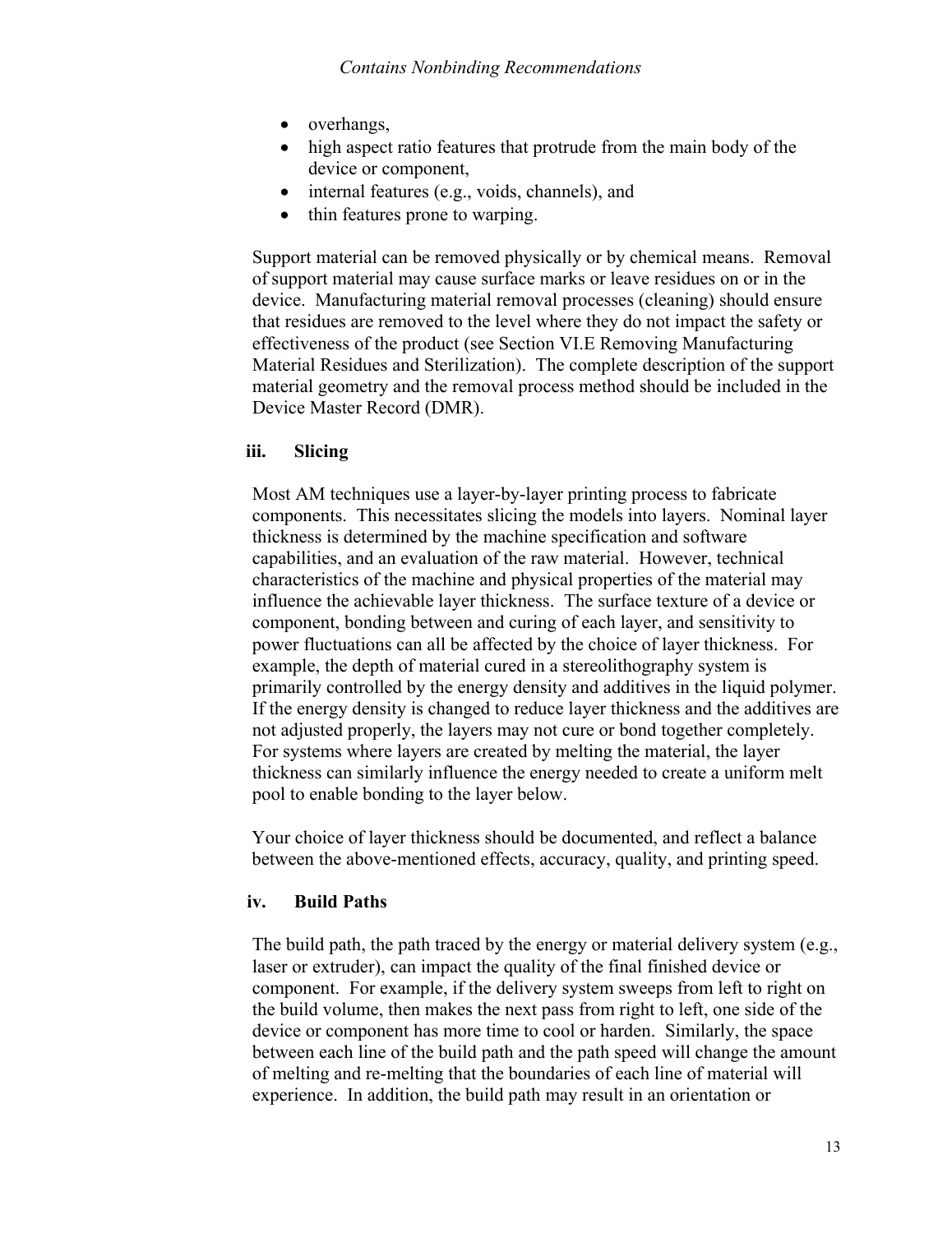- overhangs,
- high aspect ratio features that protrude from the main body of the device or component,
- internal features (e.g., voids, channels), and
- thin features prone to warping.

Support material can be removed physically or by chemical means. Removal of support material may cause surface marks or leave residues on or in the device. Manufacturing material removal processes (cleaning) should ensure that residues are removed to the level where they do not impact the safety or effectiveness of the product (see Section VI.E Removing Manufacturing Material Residues and Sterilization). The complete description of the support material geometry and the removal process method should be included in the Device Master Record (DMR).

#### iii. Slicing

Most AM techniques use a layer-by-layer printing process to fabricate components. This necessitates slicing the models into layers. Nominal layer thickness is determined by the machine specification and software capabilities, and an evaluation of the raw material. However, technical characteristics of the machine and physical properties of the material may influence the achievable layer thickness. The surface texture of a device or component, bonding between and curing of each layer, and sensitivity to power fluctuations can all be affected by the choice of layer thickness. For example, the depth of material cured in a stereolithography system is primarily controlled by the energy density and additives in the liquid polymer. If the energy density is changed to reduce layer thickness and the additives are not adjusted properly, the layers may not cure or bond together completely. For systems where layers are created by melting the material, the layer thickness can similarly influence the energy needed to create a uniform melt pool to enable bonding to the layer below.

Your choice of layer thickness should be documented, and reflect a balance between the above-mentioned effects, accuracy, quality, and printing speed.

#### iv. Build Paths

The build path, the path traced by the energy or material delivery system (e.g., laser or extruder), can impact the quality of the final finished device or component. For example, if the delivery system sweeps from left to right on the build volume, then makes the next pass from right to left, one side of the device or component has more time to cool or harden. Similarly, the space between each line of the build path and the path speed will change the amount of melting and re-melting that the boundaries of each line of material will experience. In addition, the build path may result in an orientation or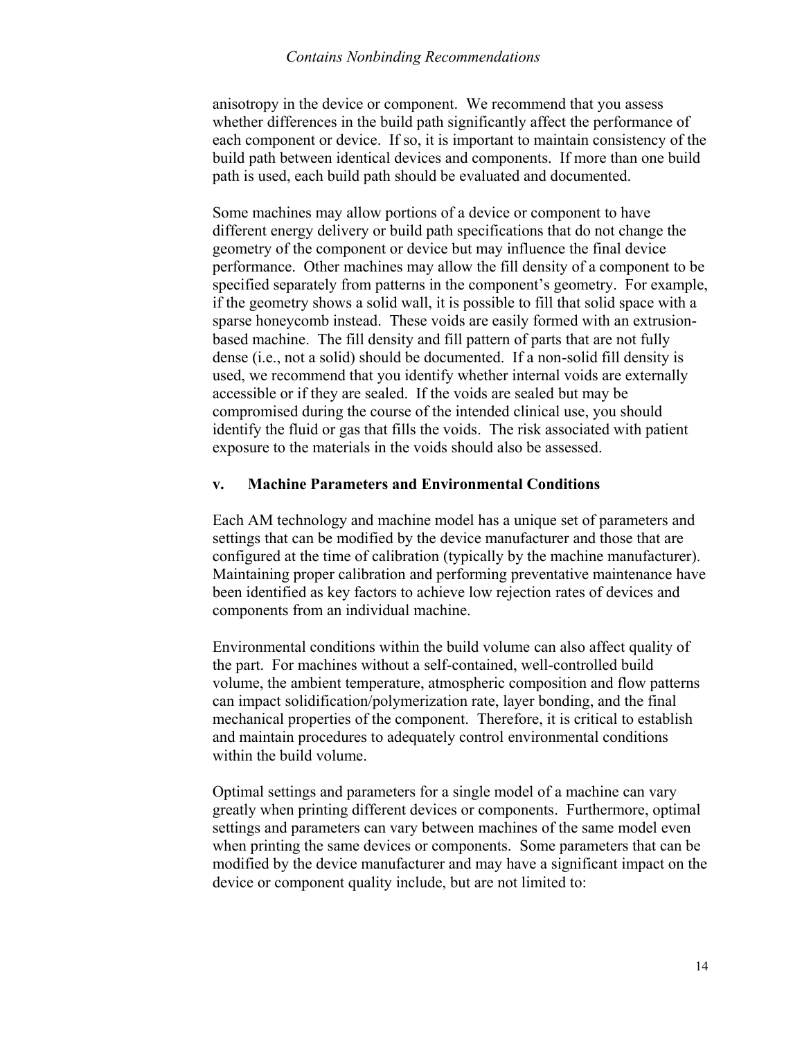anisotropy in the device or component. We recommend that you assess whether differences in the build path significantly affect the performance of each component or device. If so, it is important to maintain consistency of the build path between identical devices and components. If more than one build path is used, each build path should be evaluated and documented.

Some machines may allow portions of a device or component to have different energy delivery or build path specifications that do not change the geometry of the component or device but may influence the final device performance. Other machines may allow the fill density of a component to be specified separately from patterns in the component's geometry. For example, if the geometry shows a solid wall, it is possible to fill that solid space with a sparse honeycomb instead. These voids are easily formed with an extrusion-based machine. The fill density and fill pattern of parts that are not fully dense (i.e., not a solid) should be documented. If a non-solid fill density is used, we recommend that you identify whether internal voids are externally accessible or if they are sealed. If the voids are sealed but may be compromised during the course of the intended clinical use, you should identify the fluid or gas that fills the voids. The risk associated with patient exposure to the materials in the voids should also be assessed.

#### v. Machine Parameters and Environmental Conditions

Each AM technology and machine model has a unique set of parameters and settings that can be modified by the device manufacturer and those that are configured at the time of calibration (typically by the machine manufacturer). Maintaining proper calibration and performing preventative maintenance have been identified as key factors to achieve low rejection rates of devices and components from an individual machine.

Environmental conditions within the build volume can also affect quality of the part. For machines without a self-contained, well-controlled build volume, the ambient temperature, atmospheric composition and flow patterns can impact solidification/polymerization rate, layer bonding, and the final mechanical properties of the component. Therefore, it is critical to establish and maintain procedures to adequately control environmental conditions within the build volume.

Optimal settings and parameters for a single model of a machine can vary greatly when printing different devices or components. Furthermore, optimal settings and parameters can vary between machines of the same model even when printing the same devices or components. Some parameters that can be modified by the device manufacturer and may have a significant impact on the device or component quality include, but are not limited to: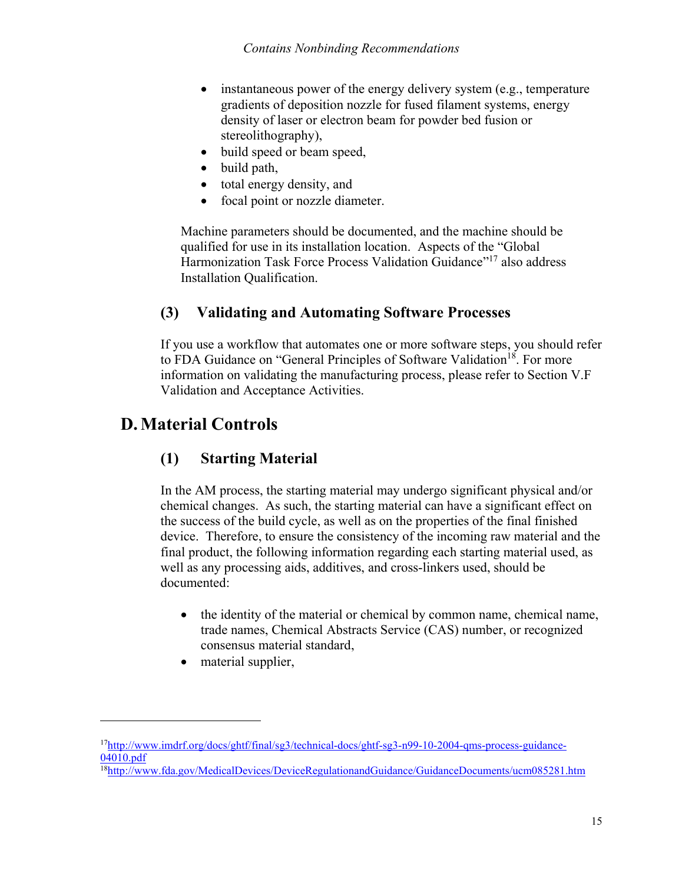- instantaneous power of the energy delivery system (e.g., temperature gradients of deposition nozzle for fused filament systems, energy density of laser or electron beam for powder bed fusion or stereolithography),
- build speed or beam speed,
- build path,
- total energy density, and
- focal point or nozzle diameter.

Machine parameters should be documented, and the machine should be qualified for use in its installation location. Aspects of the "Global Harmonization Task Force Process Validation Guidance"[17] also address Installation Qualification.

### (3) Validating and Automating Software Processes

If you use a workflow that automates one or more software steps, you should refer to FDA Guidance on "General Principles of Software Validation[18]. For more information on validating the manufacturing process, please refer to Section V.F Validation and Acceptance Activities.

## D. Material Controls

### (1) Starting Material

In the AM process, the starting material may undergo significant physical and/or chemical changes. As such, the starting material can have a significant effect on the success of the build cycle, as well as on the properties of the final finished device. Therefore, to ensure the consistency of the incoming raw material and the final product, the following information regarding each starting material used, as well as any processing aids, additives, and cross-linkers used, should be documented:

- the identity of the material or chemical by common name, chemical name, trade names, Chemical Abstracts Service (CAS) number, or recognized consensus material standard,
- material supplier,

---

[17] http://www.imdrf.org/docs/ghtf/final/sg3/technical-docs/ghtf-sg3-n99-10-2004-qms-process-guidance-04010.pdf

[18] http://www.fda.gov/MedicalDevices/DeviceRegulationandGuidance/GuidanceDocuments/ucm085281.htm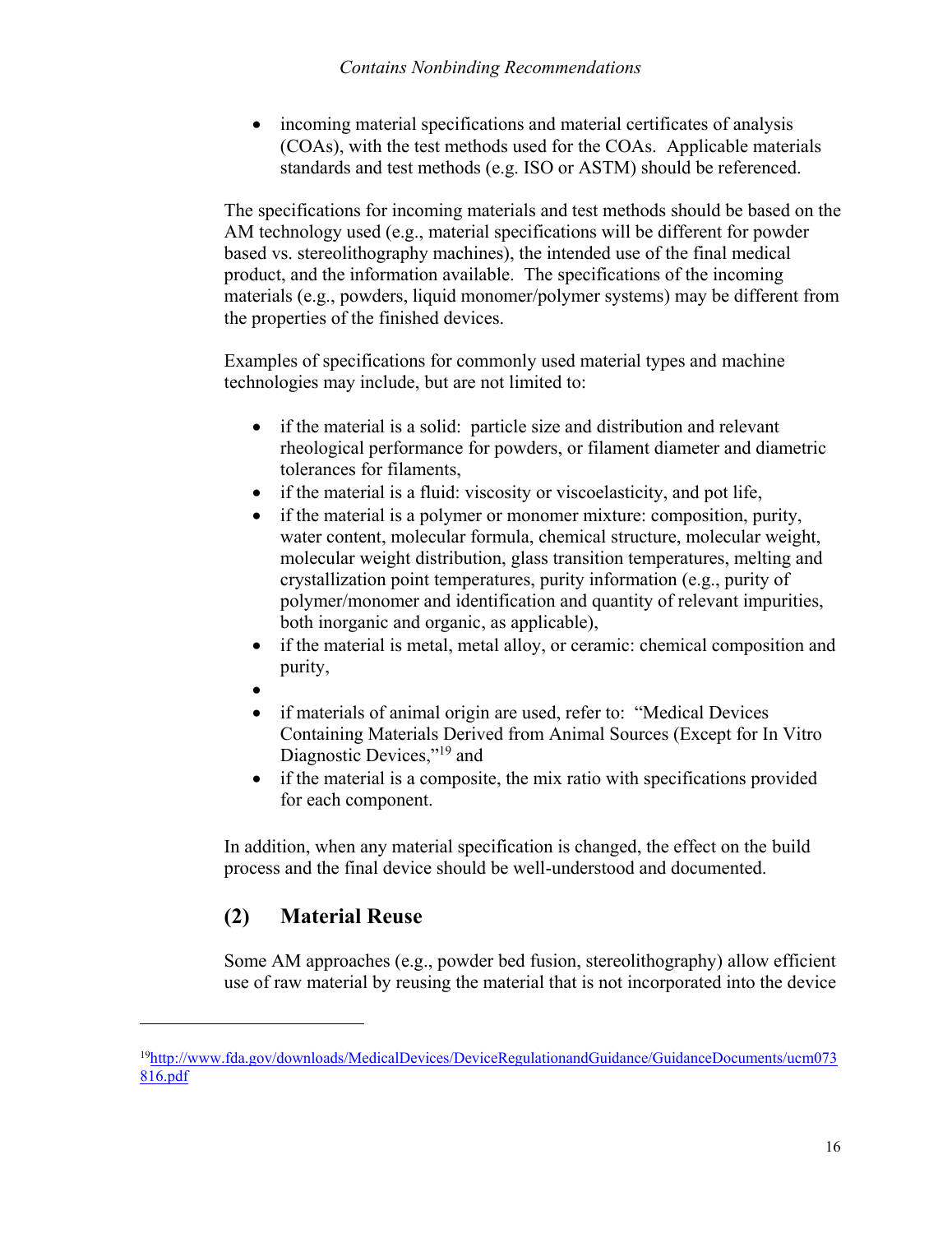- incoming material specifications and material certificates of analysis (COAs), with the test methods used for the COAs. Applicable materials standards and test methods (e.g. ISO or ASTM) should be referenced.

The specifications for incoming materials and test methods should be based on the AM technology used (e.g., material specifications will be different for powder based vs. stereolithography machines), the intended use of the final medical product, and the information available. The specifications of the incoming materials (e.g., powders, liquid monomer/polymer systems) may be different from the properties of the finished devices.

Examples of specifications for commonly used material types and machine technologies may include, but are not limited to:

- if the material is a solid: particle size and distribution and relevant rheological performance for powders, or filament diameter and diametric tolerances for filaments,
- if the material is a fluid: viscosity or viscoelasticity, and pot life,
- if the material is a polymer or monomer mixture: composition, purity, water content, molecular formula, chemical structure, molecular weight, molecular weight distribution, glass transition temperatures, melting and crystallization point temperatures, purity information (e.g., purity of polymer/monomer and identification and quantity of relevant impurities, both inorganic and organic, as applicable),
- if the material is metal, metal alloy, or ceramic: chemical composition and purity,
- 
- if materials of animal origin are used, refer to: "Medical Devices Containing Materials Derived from Animal Sources (Except for In Vitro Diagnostic Devices,"[19] and
- if the material is a composite, the mix ratio with specifications provided for each component.

In addition, when any material specification is changed, the effect on the build process and the final device should be well-understood and documented.

## (2) Material Reuse

Some AM approaches (e.g., powder bed fusion, stereolithography) allow efficient use of raw material by reusing the material that is not incorporated into the device

---

[19] http://www.fda.gov/downloads/MedicalDevices/DeviceRegulationandGuidance/GuidanceDocuments/ucm073816.pdf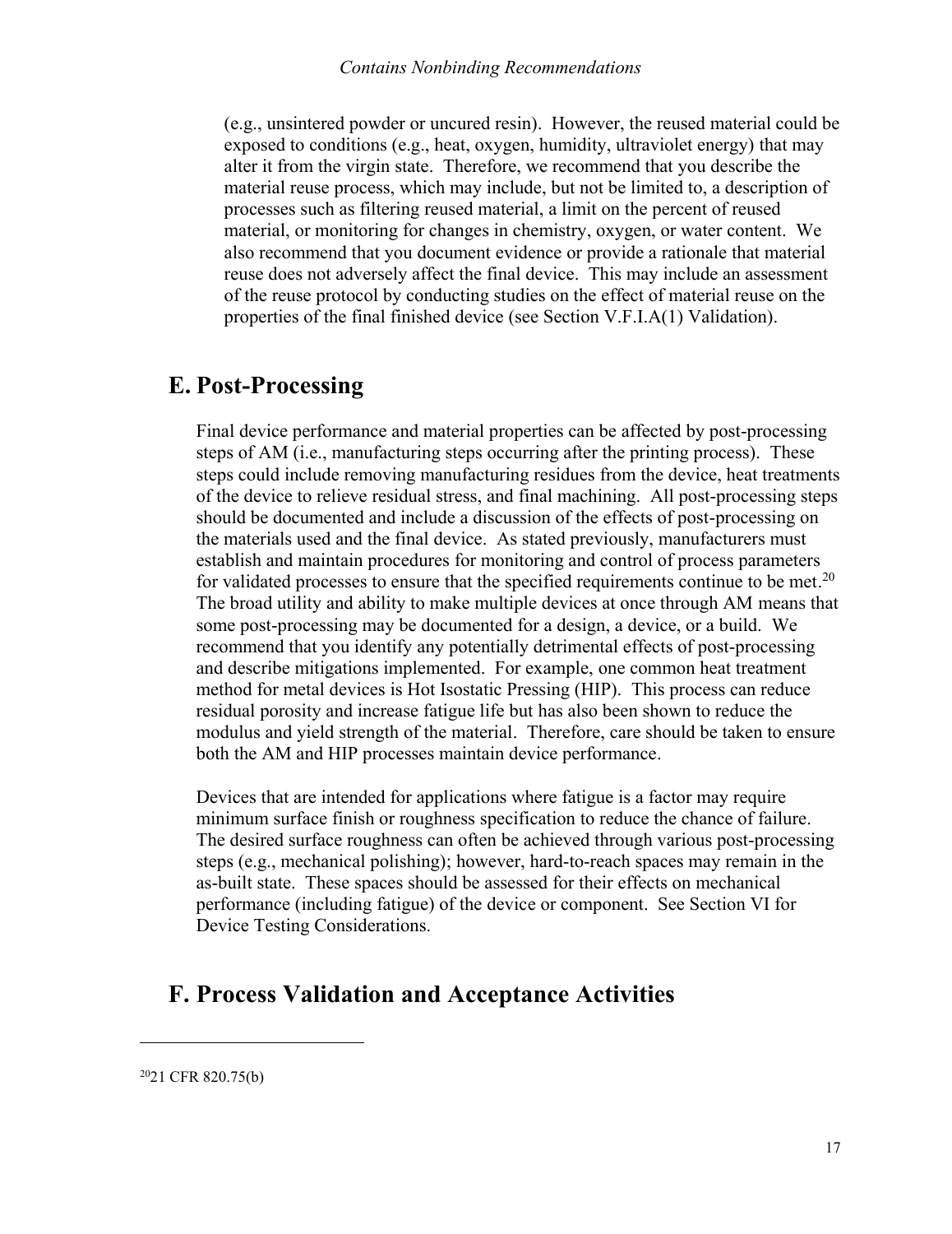(e.g., unsintered powder or uncured resin). However, the reused material could be exposed to conditions (e.g., heat, oxygen, humidity, ultraviolet energy) that may alter it from the virgin state. Therefore, we recommend that you describe the material reuse process, which may include, but not be limited to, a description of processes such as filtering reused material, a limit on the percent of reused material, or monitoring for changes in chemistry, oxygen, or water content. We also recommend that you document evidence or provide a rationale that material reuse does not adversely affect the final device. This may include an assessment of the reuse protocol by conducting studies on the effect of material reuse on the properties of the final finished device (see Section V.F.I.A(1) Validation).

## E. Post-Processing

Final device performance and material properties can be affected by post-processing steps of AM (i.e., manufacturing steps occurring after the printing process). These steps could include removing manufacturing residues from the device, heat treatments of the device to relieve residual stress, and final machining. All post-processing steps should be documented and include a discussion of the effects of post-processing on the materials used and the final device. As stated previously, manufacturers must establish and maintain procedures for monitoring and control of process parameters for validated processes to ensure that the specified requirements continue to be met.[20] The broad utility and ability to make multiple devices at once through AM means that some post-processing may be documented for a design, a device, or a build. We recommend that you identify any potentially detrimental effects of post-processing and describe mitigations implemented. For example, one common heat treatment method for metal devices is Hot Isostatic Pressing (HIP). This process can reduce residual porosity and increase fatigue life but has also been shown to reduce the modulus and yield strength of the material. Therefore, care should be taken to ensure both the AM and HIP processes maintain device performance.

Devices that are intended for applications where fatigue is a factor may require minimum surface finish or roughness specification to reduce the chance of failure. The desired surface roughness can often be achieved through various post-processing steps (e.g., mechanical polishing); however, hard-to-reach spaces may remain in the as-built state. These spaces should be assessed for their effects on mechanical performance (including fatigue) of the device or component. See Section VI for Device Testing Considerations.

## F. Process Validation and Acceptance Activities

[20] 21 CFR 820.75(b)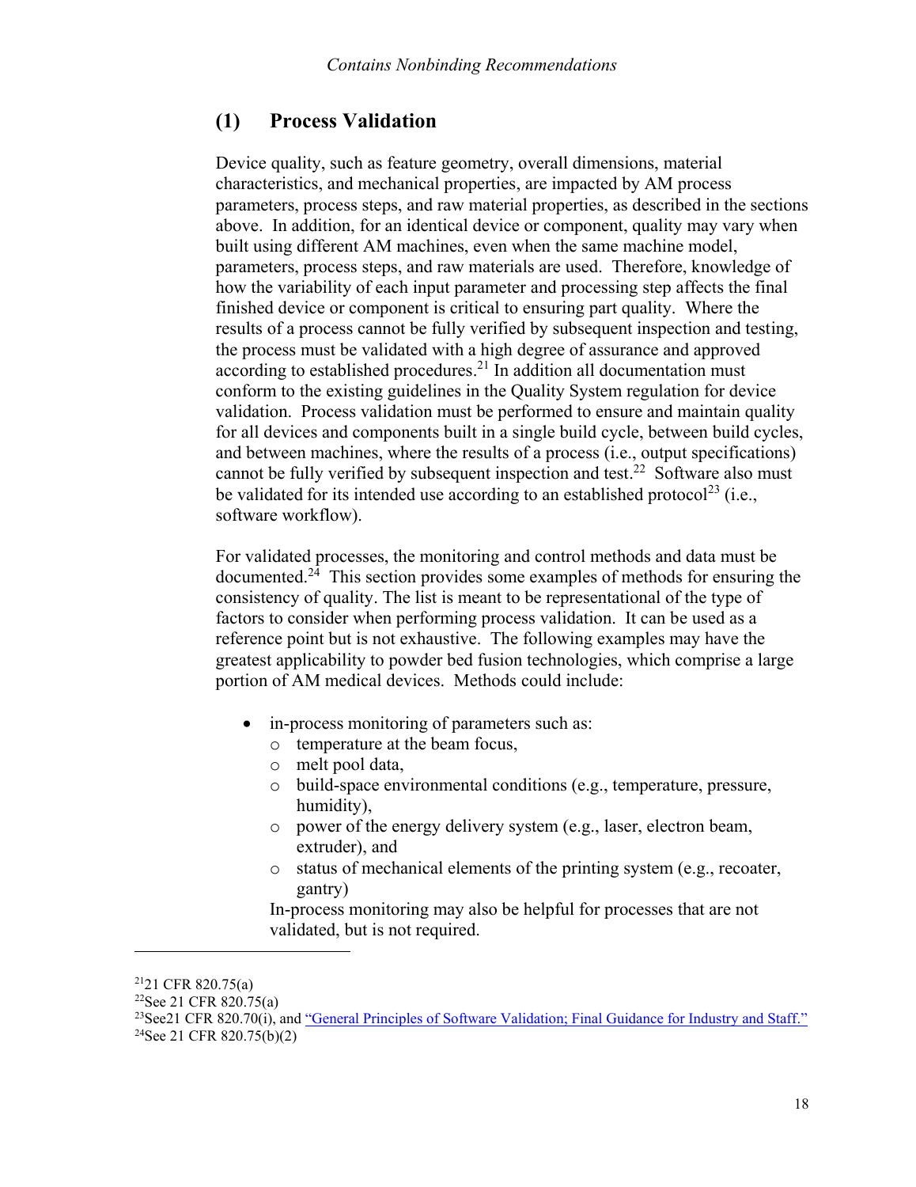### (1) Process Validation

Device quality, such as feature geometry, overall dimensions, material characteristics, and mechanical properties, are impacted by AM process parameters, process steps, and raw material properties, as described in the sections above. In addition, for an identical device or component, quality may vary when built using different AM machines, even when the same machine model, parameters, process steps, and raw materials are used. Therefore, knowledge of how the variability of each input parameter and processing step affects the final finished device or component is critical to ensuring part quality. Where the results of a process cannot be fully verified by subsequent inspection and testing, the process must be validated with a high degree of assurance and approved according to established procedures.[21] In addition all documentation must conform to the existing guidelines in the Quality System regulation for device validation. Process validation must be performed to ensure and maintain quality for all devices and components built in a single build cycle, between build cycles, and between machines, where the results of a process (i.e., output specifications) cannot be fully verified by subsequent inspection and test.[22] Software also must be validated for its intended use according to an established protocol[23] (i.e., software workflow).

For validated processes, the monitoring and control methods and data must be documented.[24] This section provides some examples of methods for ensuring the consistency of quality. The list is meant to be representational of the type of factors to consider when performing process validation. It can be used as a reference point but is not exhaustive. The following examples may have the greatest applicability to powder bed fusion technologies, which comprise a large portion of AM medical devices. Methods could include:

- in-process monitoring of parameters such as:
  - temperature at the beam focus,
  - melt pool data,
  - build-space environmental conditions (e.g., temperature, pressure, humidity),
  - power of the energy delivery system (e.g., laser, electron beam, extruder), and
  - status of mechanical elements of the printing system (e.g., recoater, gantry)

  In-process monitoring may also be helpful for processes that are not validated, but is not required.

---

[21] 21 CFR 820.75(a)

[22] See 21 CFR 820.75(a)

[23] See21 CFR 820.70(i), and "General Principles of Software Validation; Final Guidance for Industry and Staff."

[24] See 21 CFR 820.75(b)(2)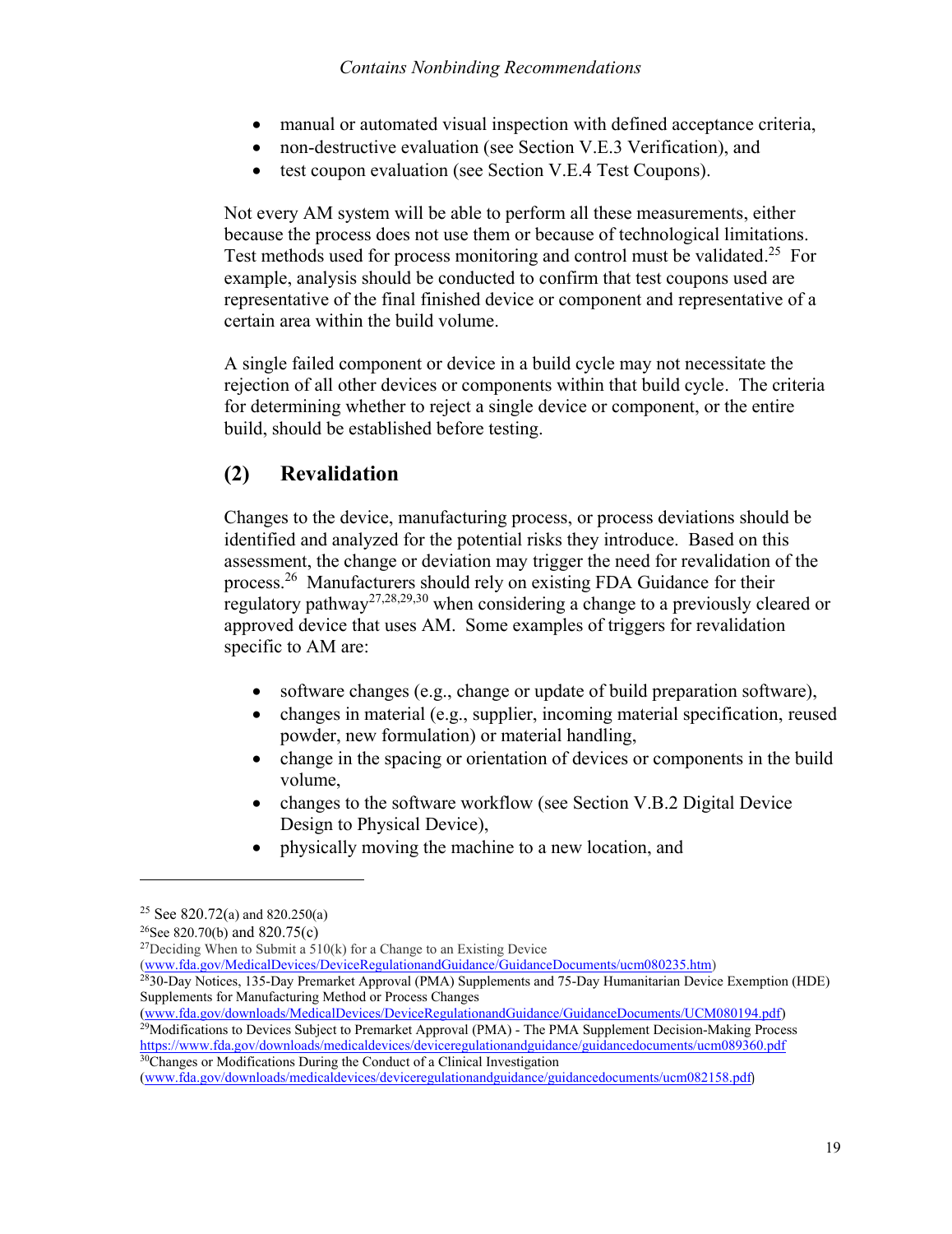- manual or automated visual inspection with defined acceptance criteria,
- non-destructive evaluation (see Section V.E.3 Verification), and
- test coupon evaluation (see Section V.E.4 Test Coupons).

Not every AM system will be able to perform all these measurements, either because the process does not use them or because of technological limitations. Test methods used for process monitoring and control must be validated.[25] For example, analysis should be conducted to confirm that test coupons used are representative of the final finished device or component and representative of a certain area within the build volume.

A single failed component or device in a build cycle may not necessitate the rejection of all other devices or components within that build cycle. The criteria for determining whether to reject a single device or component, or the entire build, should be established before testing.

## (2) Revalidation

Changes to the device, manufacturing process, or process deviations should be identified and analyzed for the potential risks they introduce. Based on this assessment, the change or deviation may trigger the need for revalidation of the process.[26] Manufacturers should rely on existing FDA Guidance for their regulatory pathway[27,28,29,30] when considering a change to a previously cleared or approved device that uses AM. Some examples of triggers for revalidation specific to AM are:

- software changes (e.g., change or update of build preparation software),
- changes in material (e.g., supplier, incoming material specification, reused powder, new formulation) or material handling,
- change in the spacing or orientation of devices or components in the build volume,
- changes to the software workflow (see Section V.B.2 Digital Device Design to Physical Device),
- physically moving the machine to a new location, and

---

[25] See 820.72(a) and 820.250(a)

[26] See 820.70(b) and 820.75(c)

[27] Deciding When to Submit a 510(k) for a Change to an Existing Device (www.fda.gov/MedicalDevices/DeviceRegulationandGuidance/GuidanceDocuments/ucm080235.htm)

[28] 30-Day Notices, 135-Day Premarket Approval (PMA) Supplements and 75-Day Humanitarian Device Exemption (HDE) Supplements for Manufacturing Method or Process Changes (www.fda.gov/downloads/MedicalDevices/DeviceRegulationandGuidance/GuidanceDocuments/UCM080194.pdf)

[29] Modifications to Devices Subject to Premarket Approval (PMA) - The PMA Supplement Decision-Making Process https://www.fda.gov/downloads/medicaldevices/deviceregulationandguidance/guidancedocuments/ucm089360.pdf

[30] Changes or Modifications During the Conduct of a Clinical Investigation (www.fda.gov/downloads/medicaldevices/deviceregulationandguidance/guidancedocuments/ucm082158.pdf)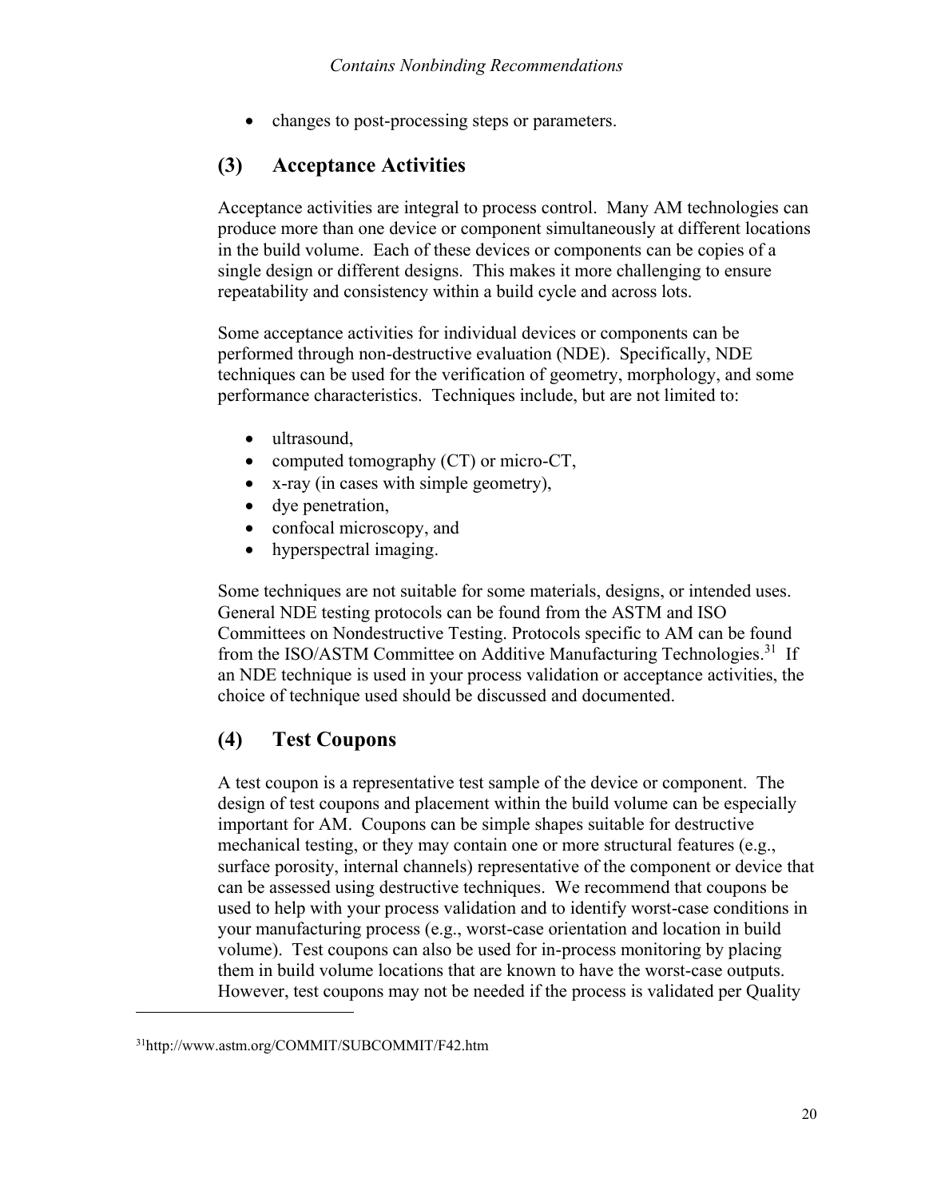- changes to post-processing steps or parameters.

## (3) Acceptance Activities

Acceptance activities are integral to process control. Many AM technologies can produce more than one device or component simultaneously at different locations in the build volume. Each of these devices or components can be copies of a single design or different designs. This makes it more challenging to ensure repeatability and consistency within a build cycle and across lots.

Some acceptance activities for individual devices or components can be performed through non-destructive evaluation (NDE). Specifically, NDE techniques can be used for the verification of geometry, morphology, and some performance characteristics. Techniques include, but are not limited to:

- ultrasound,
- computed tomography (CT) or micro-CT,
- x-ray (in cases with simple geometry),
- dye penetration,
- confocal microscopy, and
- hyperspectral imaging.

Some techniques are not suitable for some materials, designs, or intended uses. General NDE testing protocols can be found from the ASTM and ISO Committees on Nondestructive Testing. Protocols specific to AM can be found from the ISO/ASTM Committee on Additive Manufacturing Technologies.[31] If an NDE technique is used in your process validation or acceptance activities, the choice of technique used should be discussed and documented.

## (4) Test Coupons

A test coupon is a representative test sample of the device or component. The design of test coupons and placement within the build volume can be especially important for AM. Coupons can be simple shapes suitable for destructive mechanical testing, or they may contain one or more structural features (e.g., surface porosity, internal channels) representative of the component or device that can be assessed using destructive techniques. We recommend that coupons be used to help with your process validation and to identify worst-case conditions in your manufacturing process (e.g., worst-case orientation and location in build volume). Test coupons can also be used for in-process monitoring by placing them in build volume locations that are known to have the worst-case outputs. However, test coupons may not be needed if the process is validated per Quality

[31] http://www.astm.org/COMMIT/SUBCOMMIT/F42.htm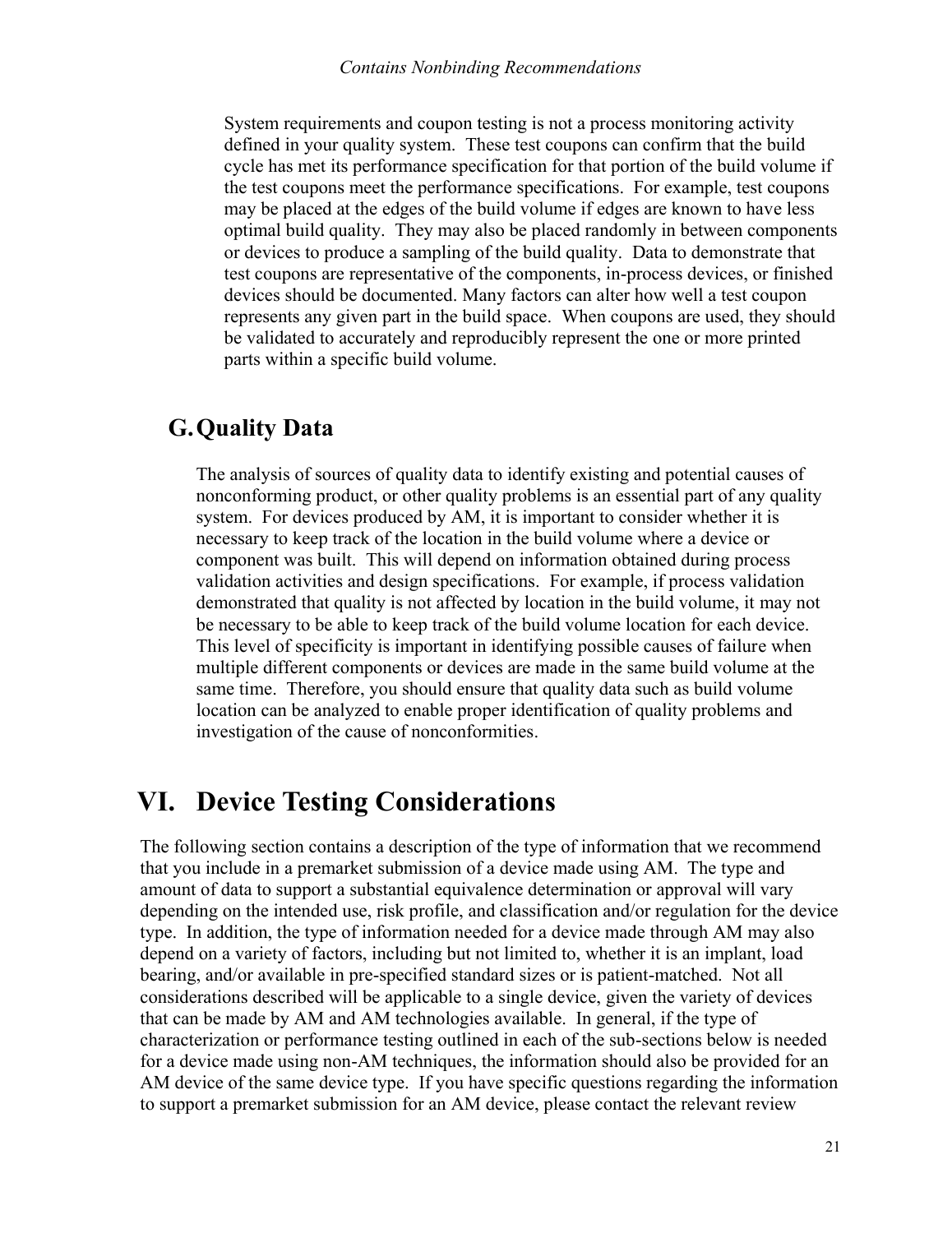System requirements and coupon testing is not a process monitoring activity defined in your quality system. These test coupons can confirm that the build cycle has met its performance specification for that portion of the build volume if the test coupons meet the performance specifications. For example, test coupons may be placed at the edges of the build volume if edges are known to have less optimal build quality. They may also be placed randomly in between components or devices to produce a sampling of the build quality. Data to demonstrate that test coupons are representative of the components, in-process devices, or finished devices should be documented. Many factors can alter how well a test coupon represents any given part in the build space. When coupons are used, they should be validated to accurately and reproducibly represent the one or more printed parts within a specific build volume.

## G. Quality Data

The analysis of sources of quality data to identify existing and potential causes of nonconforming product, or other quality problems is an essential part of any quality system. For devices produced by AM, it is important to consider whether it is necessary to keep track of the location in the build volume where a device or component was built. This will depend on information obtained during process validation activities and design specifications. For example, if process validation demonstrated that quality is not affected by location in the build volume, it may not be necessary to be able to keep track of the build volume location for each device. This level of specificity is important in identifying possible causes of failure when multiple different components or devices are made in the same build volume at the same time. Therefore, you should ensure that quality data such as build volume location can be analyzed to enable proper identification of quality problems and investigation of the cause of nonconformities.

# VI. Device Testing Considerations

The following section contains a description of the type of information that we recommend that you include in a premarket submission of a device made using AM. The type and amount of data to support a substantial equivalence determination or approval will vary depending on the intended use, risk profile, and classification and/or regulation for the device type. In addition, the type of information needed for a device made through AM may also depend on a variety of factors, including but not limited to, whether it is an implant, load bearing, and/or available in pre-specified standard sizes or is patient-matched. Not all considerations described will be applicable to a single device, given the variety of devices that can be made by AM and AM technologies available. In general, if the type of characterization or performance testing outlined in each of the sub-sections below is needed for a device made using non-AM techniques, the information should also be provided for an AM device of the same device type. If you have specific questions regarding the information to support a premarket submission for an AM device, please contact the relevant review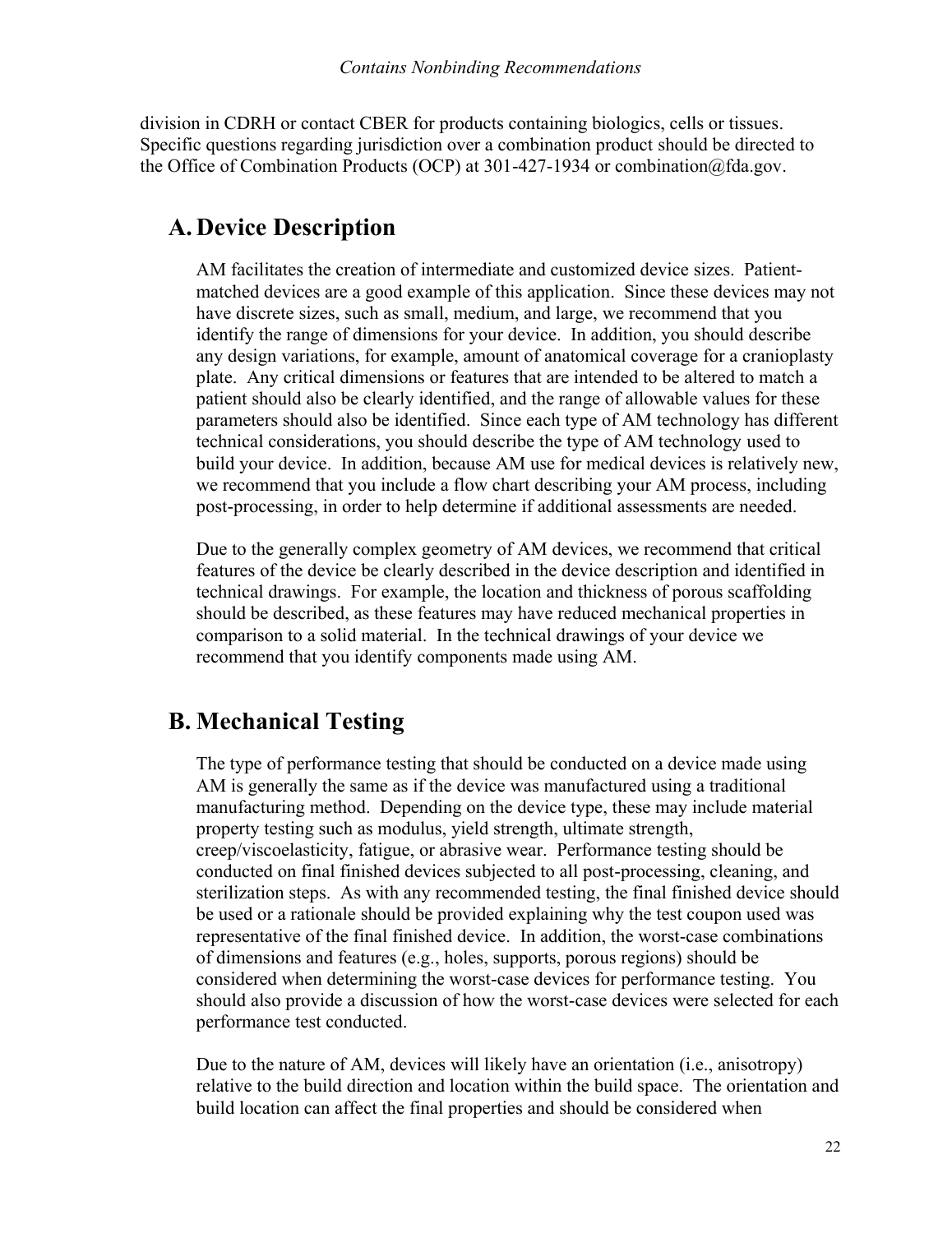division in CDRH or contact CBER for products containing biologics, cells or tissues. Specific questions regarding jurisdiction over a combination product should be directed to the Office of Combination Products (OCP) at 301-427-1934 or combination@fda.gov.

## A. Device Description

AM facilitates the creation of intermediate and customized device sizes. Patient-matched devices are a good example of this application. Since these devices may not have discrete sizes, such as small, medium, and large, we recommend that you identify the range of dimensions for your device. In addition, you should describe any design variations, for example, amount of anatomical coverage for a cranioplasty plate. Any critical dimensions or features that are intended to be altered to match a patient should also be clearly identified, and the range of allowable values for these parameters should also be identified. Since each type of AM technology has different technical considerations, you should describe the type of AM technology used to build your device. In addition, because AM use for medical devices is relatively new, we recommend that you include a flow chart describing your AM process, including post-processing, in order to help determine if additional assessments are needed.

Due to the generally complex geometry of AM devices, we recommend that critical features of the device be clearly described in the device description and identified in technical drawings. For example, the location and thickness of porous scaffolding should be described, as these features may have reduced mechanical properties in comparison to a solid material. In the technical drawings of your device we recommend that you identify components made using AM.

## B. Mechanical Testing

The type of performance testing that should be conducted on a device made using AM is generally the same as if the device was manufactured using a traditional manufacturing method. Depending on the device type, these may include material property testing such as modulus, yield strength, ultimate strength, creep/viscoelasticity, fatigue, or abrasive wear. Performance testing should be conducted on final finished devices subjected to all post-processing, cleaning, and sterilization steps. As with any recommended testing, the final finished device should be used or a rationale should be provided explaining why the test coupon used was representative of the final finished device. In addition, the worst-case combinations of dimensions and features (e.g., holes, supports, porous regions) should be considered when determining the worst-case devices for performance testing. You should also provide a discussion of how the worst-case devices were selected for each performance test conducted.

Due to the nature of AM, devices will likely have an orientation (i.e., anisotropy) relative to the build direction and location within the build space. The orientation and build location can affect the final properties and should be considered when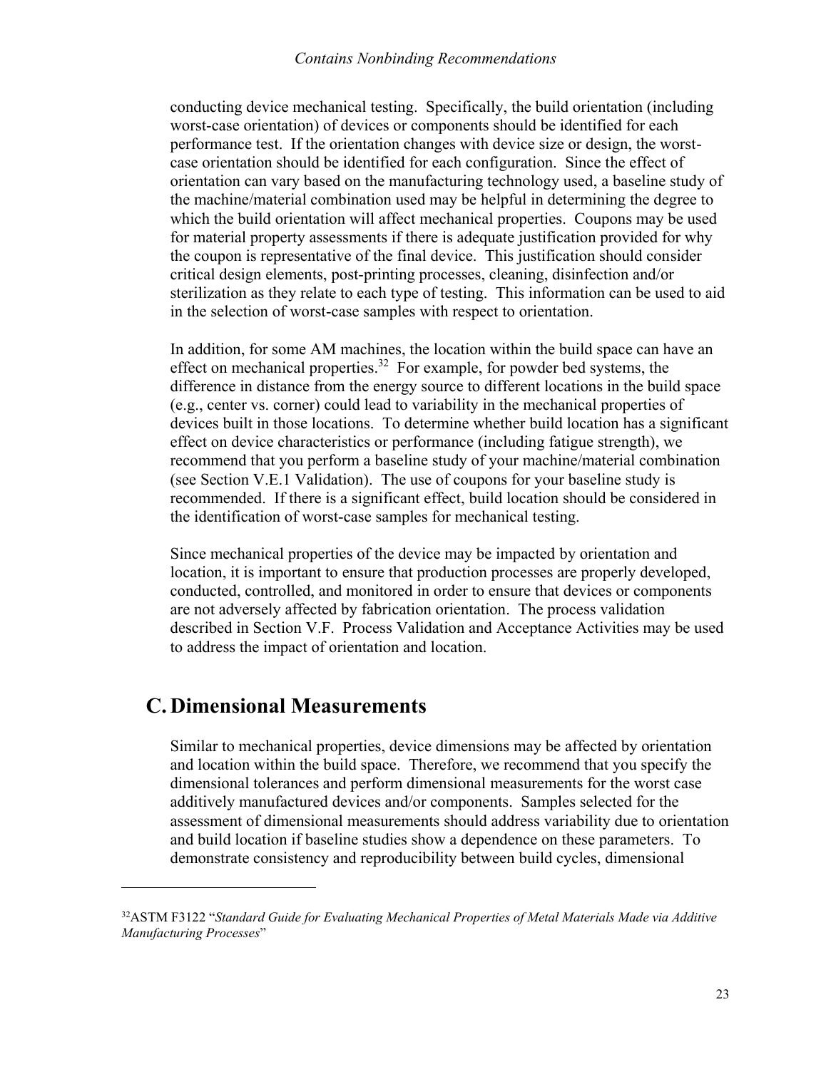conducting device mechanical testing. Specifically, the build orientation (including worst-case orientation) of devices or components should be identified for each performance test. If the orientation changes with device size or design, the worst-case orientation should be identified for each configuration. Since the effect of orientation can vary based on the manufacturing technology used, a baseline study of the machine/material combination used may be helpful in determining the degree to which the build orientation will affect mechanical properties. Coupons may be used for material property assessments if there is adequate justification provided for why the coupon is representative of the final device. This justification should consider critical design elements, post-printing processes, cleaning, disinfection and/or sterilization as they relate to each type of testing. This information can be used to aid in the selection of worst-case samples with respect to orientation.

In addition, for some AM machines, the location within the build space can have an effect on mechanical properties.[32] For example, for powder bed systems, the difference in distance from the energy source to different locations in the build space (e.g., center vs. corner) could lead to variability in the mechanical properties of devices built in those locations. To determine whether build location has a significant effect on device characteristics or performance (including fatigue strength), we recommend that you perform a baseline study of your machine/material combination (see Section V.E.1 Validation). The use of coupons for your baseline study is recommended. If there is a significant effect, build location should be considered in the identification of worst-case samples for mechanical testing.

Since mechanical properties of the device may be impacted by orientation and location, it is important to ensure that production processes are properly developed, conducted, controlled, and monitored in order to ensure that devices or components are not adversely affected by fabrication orientation. The process validation described in Section V.F. Process Validation and Acceptance Activities may be used to address the impact of orientation and location.

## C. Dimensional Measurements

Similar to mechanical properties, device dimensions may be affected by orientation and location within the build space. Therefore, we recommend that you specify the dimensional tolerances and perform dimensional measurements for the worst case additively manufactured devices and/or components. Samples selected for the assessment of dimensional measurements should address variability due to orientation and build location if baseline studies show a dependence on these parameters. To demonstrate consistency and reproducibility between build cycles, dimensional

---

[32] ASTM F3122 "*Standard Guide for Evaluating Mechanical Properties of Metal Materials Made via Additive Manufacturing Processes*"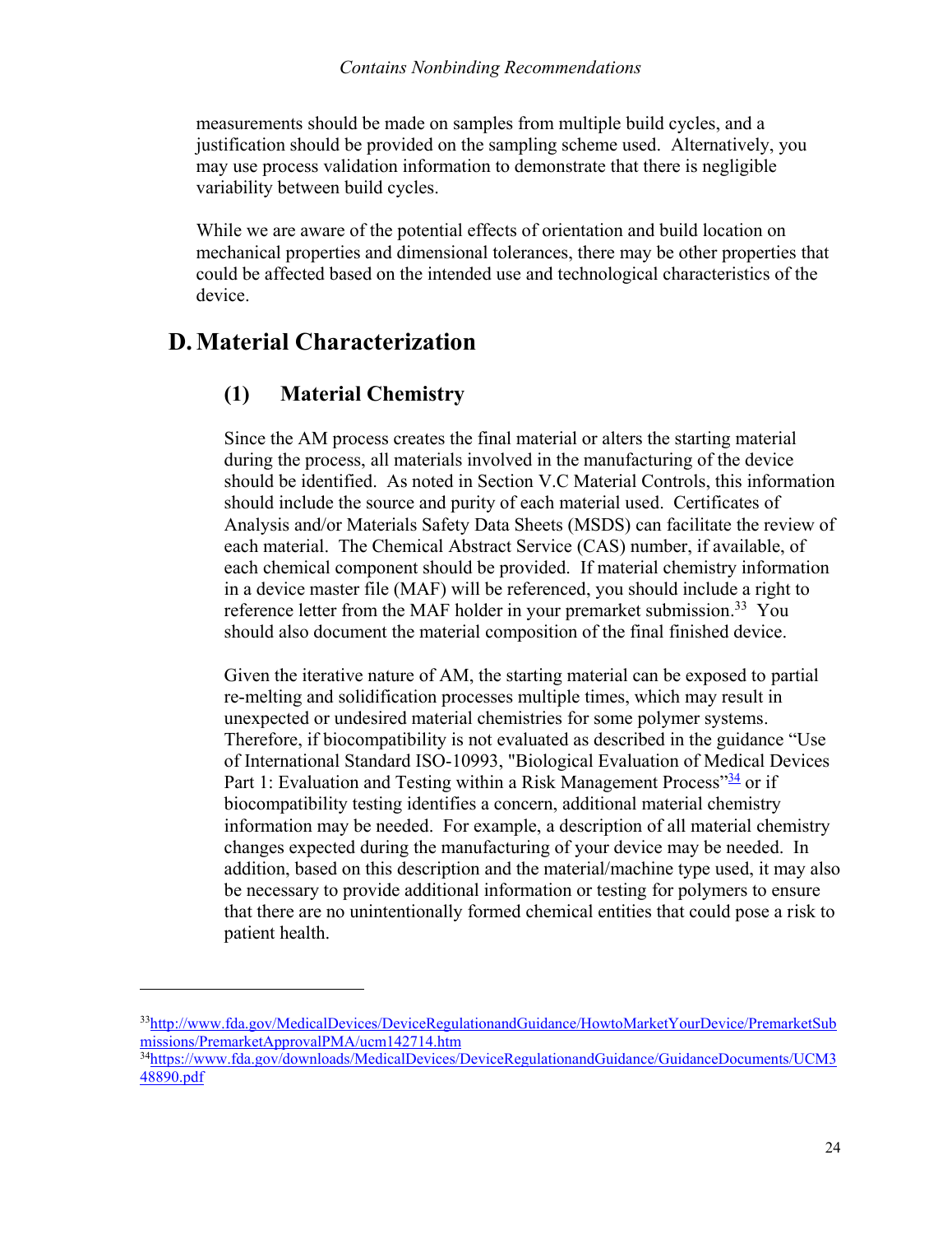measurements should be made on samples from multiple build cycles, and a justification should be provided on the sampling scheme used. Alternatively, you may use process validation information to demonstrate that there is negligible variability between build cycles.

While we are aware of the potential effects of orientation and build location on mechanical properties and dimensional tolerances, there may be other properties that could be affected based on the intended use and technological characteristics of the device.

## D. Material Characterization

### (1) Material Chemistry

Since the AM process creates the final material or alters the starting material during the process, all materials involved in the manufacturing of the device should be identified. As noted in Section V.C Material Controls, this information should include the source and purity of each material used. Certificates of Analysis and/or Materials Safety Data Sheets (MSDS) can facilitate the review of each material. The Chemical Abstract Service (CAS) number, if available, of each chemical component should be provided. If material chemistry information in a device master file (MAF) will be referenced, you should include a right to reference letter from the MAF holder in your premarket submission.[33] You should also document the material composition of the final finished device.

Given the iterative nature of AM, the starting material can be exposed to partial re-melting and solidification processes multiple times, which may result in unexpected or undesired material chemistries for some polymer systems. Therefore, if biocompatibility is not evaluated as described in the guidance "Use of International Standard ISO-10993, "Biological Evaluation of Medical Devices Part 1: Evaluation and Testing within a Risk Management Process"[34] or if biocompatibility testing identifies a concern, additional material chemistry information may be needed. For example, a description of all material chemistry changes expected during the manufacturing of your device may be needed. In addition, based on this description and the material/machine type used, it may also be necessary to provide additional information or testing for polymers to ensure that there are no unintentionally formed chemical entities that could pose a risk to patient health.

---

[33] http://www.fda.gov/MedicalDevices/DeviceRegulationandGuidance/HowtoMarketYourDevice/PremarketSubmissions/PremarketApprovalPMA/ucm142714.htm

[34] https://www.fda.gov/downloads/MedicalDevices/DeviceRegulationandGuidance/GuidanceDocuments/UCM348890.pdf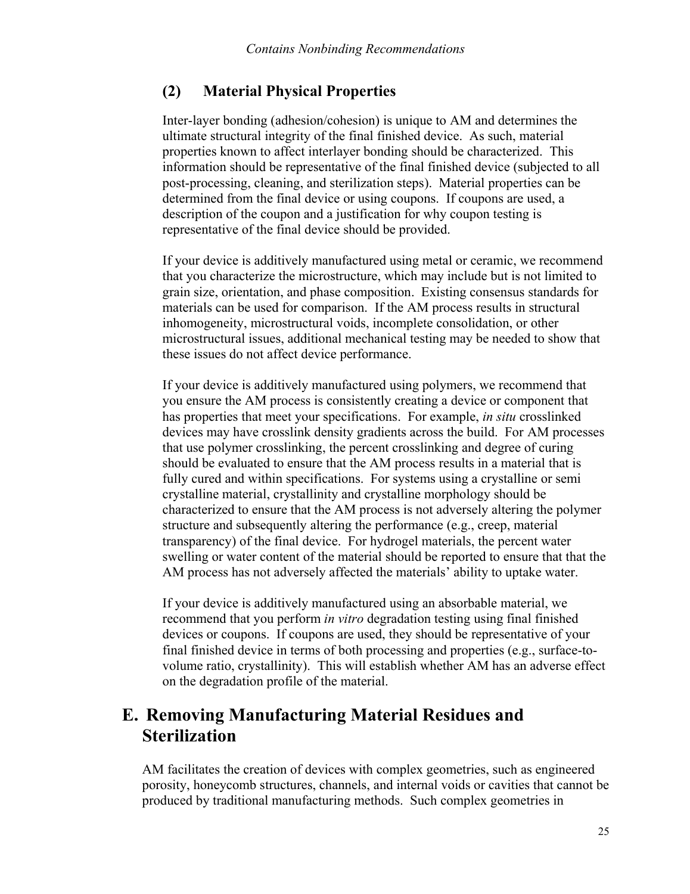### (2) Material Physical Properties

Inter-layer bonding (adhesion/cohesion) is unique to AM and determines the ultimate structural integrity of the final finished device. As such, material properties known to affect interlayer bonding should be characterized. This information should be representative of the final finished device (subjected to all post-processing, cleaning, and sterilization steps). Material properties can be determined from the final device or using coupons. If coupons are used, a description of the coupon and a justification for why coupon testing is representative of the final device should be provided.

If your device is additively manufactured using metal or ceramic, we recommend that you characterize the microstructure, which may include but is not limited to grain size, orientation, and phase composition. Existing consensus standards for materials can be used for comparison. If the AM process results in structural inhomogeneity, microstructural voids, incomplete consolidation, or other microstructural issues, additional mechanical testing may be needed to show that these issues do not affect device performance.

If your device is additively manufactured using polymers, we recommend that you ensure the AM process is consistently creating a device or component that has properties that meet your specifications. For example, *in situ* crosslinked devices may have crosslink density gradients across the build. For AM processes that use polymer crosslinking, the percent crosslinking and degree of curing should be evaluated to ensure that the AM process results in a material that is fully cured and within specifications. For systems using a crystalline or semi crystalline material, crystallinity and crystalline morphology should be characterized to ensure that the AM process is not adversely altering the polymer structure and subsequently altering the performance (e.g., creep, material transparency) of the final device. For hydrogel materials, the percent water swelling or water content of the material should be reported to ensure that that the AM process has not adversely affected the materials' ability to uptake water.

If your device is additively manufactured using an absorbable material, we recommend that you perform *in vitro* degradation testing using final finished devices or coupons. If coupons are used, they should be representative of your final finished device in terms of both processing and properties (e.g., surface-to-volume ratio, crystallinity). This will establish whether AM has an adverse effect on the degradation profile of the material.

## E. Removing Manufacturing Material Residues and Sterilization

AM facilitates the creation of devices with complex geometries, such as engineered porosity, honeycomb structures, channels, and internal voids or cavities that cannot be produced by traditional manufacturing methods. Such complex geometries in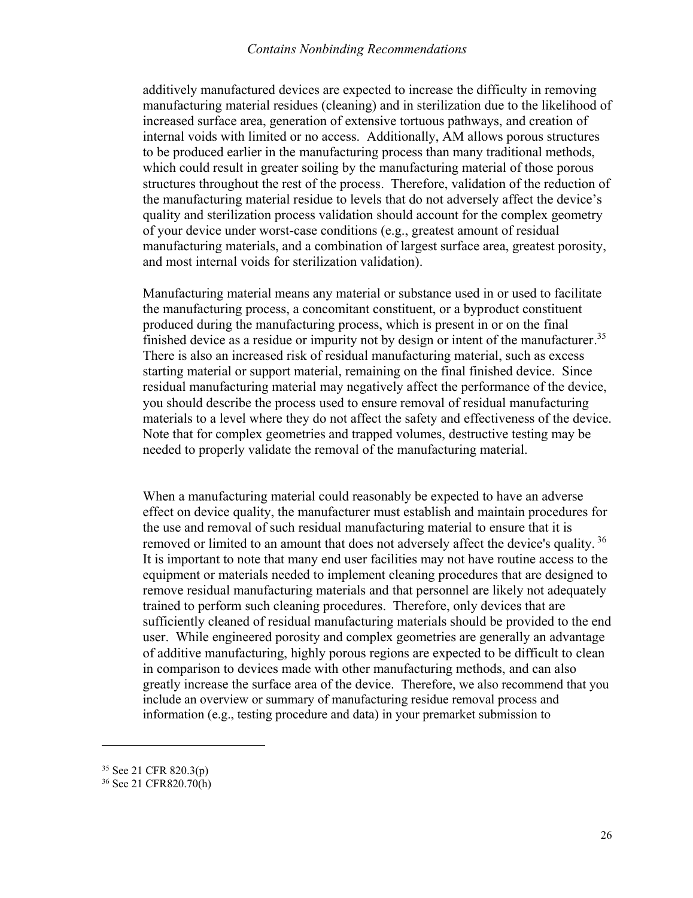additively manufactured devices are expected to increase the difficulty in removing manufacturing material residues (cleaning) and in sterilization due to the likelihood of increased surface area, generation of extensive tortuous pathways, and creation of internal voids with limited or no access. Additionally, AM allows porous structures to be produced earlier in the manufacturing process than many traditional methods, which could result in greater soiling by the manufacturing material of those porous structures throughout the rest of the process. Therefore, validation of the reduction of the manufacturing material residue to levels that do not adversely affect the device's quality and sterilization process validation should account for the complex geometry of your device under worst-case conditions (e.g., greatest amount of residual manufacturing materials, and a combination of largest surface area, greatest porosity, and most internal voids for sterilization validation).

Manufacturing material means any material or substance used in or used to facilitate the manufacturing process, a concomitant constituent, or a byproduct constituent produced during the manufacturing process, which is present in or on the final finished device as a residue or impurity not by design or intent of the manufacturer.[35] There is also an increased risk of residual manufacturing material, such as excess starting material or support material, remaining on the final finished device. Since residual manufacturing material may negatively affect the performance of the device, you should describe the process used to ensure removal of residual manufacturing materials to a level where they do not affect the safety and effectiveness of the device. Note that for complex geometries and trapped volumes, destructive testing may be needed to properly validate the removal of the manufacturing material.

When a manufacturing material could reasonably be expected to have an adverse effect on device quality, the manufacturer must establish and maintain procedures for the use and removal of such residual manufacturing material to ensure that it is removed or limited to an amount that does not adversely affect the device's quality.[36] It is important to note that many end user facilities may not have routine access to the equipment or materials needed to implement cleaning procedures that are designed to remove residual manufacturing materials and that personnel are likely not adequately trained to perform such cleaning procedures. Therefore, only devices that are sufficiently cleaned of residual manufacturing materials should be provided to the end user. While engineered porosity and complex geometries are generally an advantage of additive manufacturing, highly porous regions are expected to be difficult to clean in comparison to devices made with other manufacturing methods, and can also greatly increase the surface area of the device. Therefore, we also recommend that you include an overview or summary of manufacturing residue removal process and information (e.g., testing procedure and data) in your premarket submission to

---

[35] See 21 CFR 820.3(p)

[36] See 21 CFR820.70(h)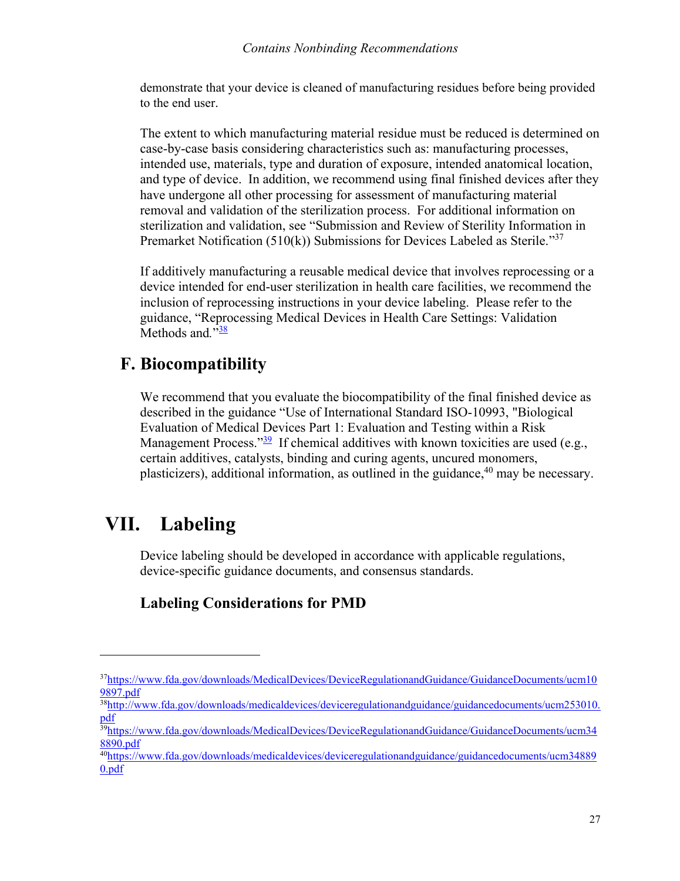demonstrate that your device is cleaned of manufacturing residues before being provided to the end user.

The extent to which manufacturing material residue must be reduced is determined on case-by-case basis considering characteristics such as: manufacturing processes, intended use, materials, type and duration of exposure, intended anatomical location, and type of device. In addition, we recommend using final finished devices after they have undergone all other processing for assessment of manufacturing material removal and validation of the sterilization process. For additional information on sterilization and validation, see "Submission and Review of Sterility Information in Premarket Notification (510(k)) Submissions for Devices Labeled as Sterile."[37]

If additively manufacturing a reusable medical device that involves reprocessing or a device intended for end-user sterilization in health care facilities, we recommend the inclusion of reprocessing instructions in your device labeling. Please refer to the guidance, "Reprocessing Medical Devices in Health Care Settings: Validation Methods and."[38]

## F. Biocompatibility

We recommend that you evaluate the biocompatibility of the final finished device as described in the guidance "Use of International Standard ISO-10993, "Biological Evaluation of Medical Devices Part 1: Evaluation and Testing within a Risk Management Process."[39] If chemical additives with known toxicities are used (e.g., certain additives, catalysts, binding and curing agents, uncured monomers, plasticizers), additional information, as outlined in the guidance,[40] may be necessary.

# VII. Labeling

Device labeling should be developed in accordance with applicable regulations, device-specific guidance documents, and consensus standards.

### Labeling Considerations for PMD

---

[37] https://www.fda.gov/downloads/MedicalDevices/DeviceRegulationandGuidance/GuidanceDocuments/ucm109897.pdf

[38] http://www.fda.gov/downloads/medicaldevices/deviceregulationandguidance/guidancedocuments/ucm253010.pdf

[39] https://www.fda.gov/downloads/MedicalDevices/DeviceRegulationandGuidance/GuidanceDocuments/ucm348890.pdf

[40] https://www.fda.gov/downloads/medicaldevices/deviceregulationandguidance/guidancedocuments/ucm348890.pdf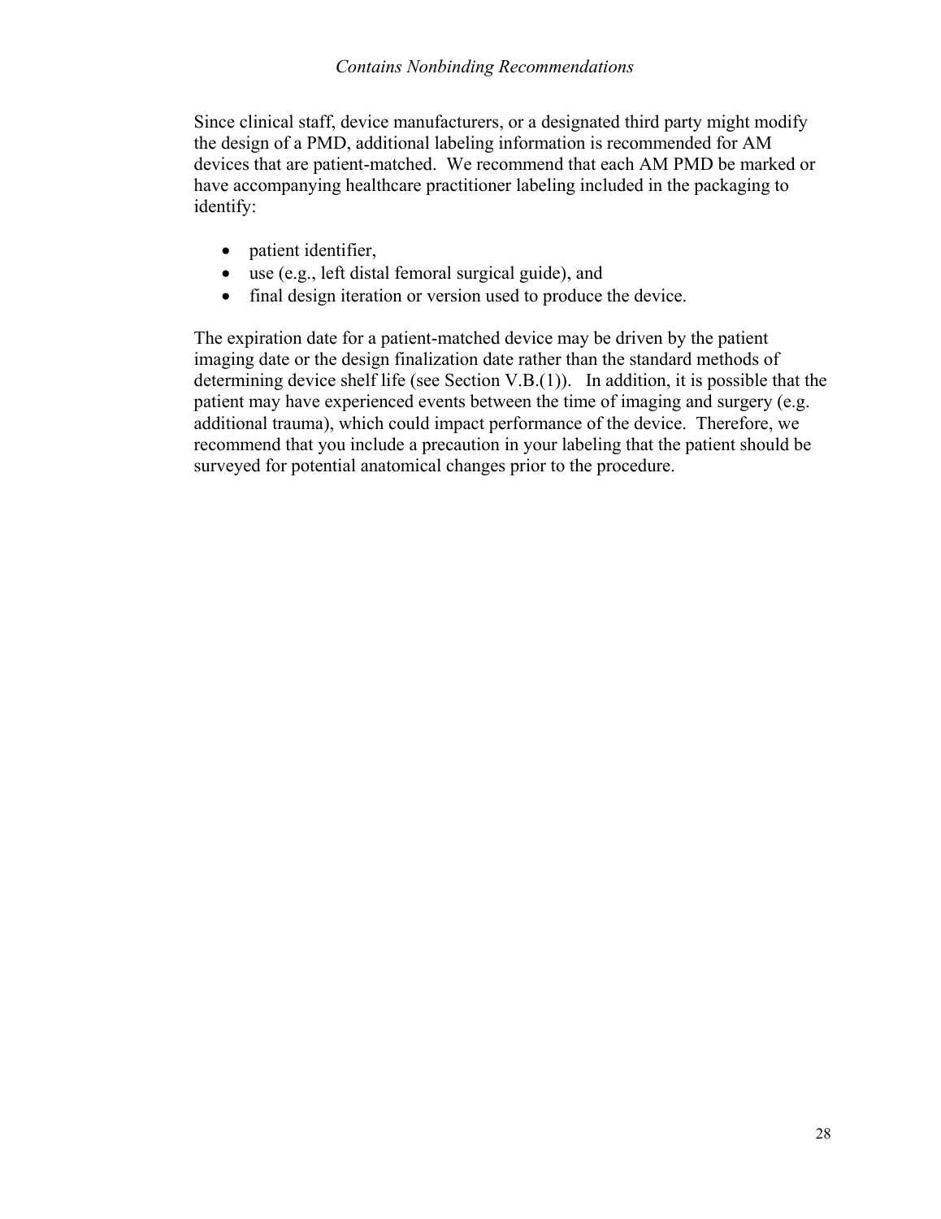Since clinical staff, device manufacturers, or a designated third party might modify the design of a PMD, additional labeling information is recommended for AM devices that are patient-matched. We recommend that each AM PMD be marked or have accompanying healthcare practitioner labeling included in the packaging to identify:

- patient identifier,
- use (e.g., left distal femoral surgical guide), and
- final design iteration or version used to produce the device.

The expiration date for a patient-matched device may be driven by the patient imaging date or the design finalization date rather than the standard methods of determining device shelf life (see Section V.B.(1)). In addition, it is possible that the patient may have experienced events between the time of imaging and surgery (e.g. additional trauma), which could impact performance of the device. Therefore, we recommend that you include a precaution in your labeling that the patient should be surveyed for potential anatomical changes prior to the procedure.